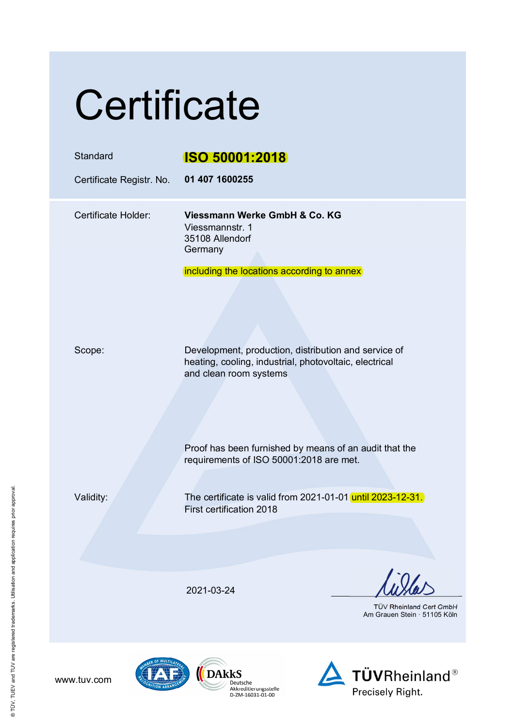# Certificate

| | |
|---|---|
| Standard | **ISO 50001:2018** |
| Certificate Registr. No. | **01 407 1600255** |

Certificate Holder: **Viessmann Werke GmbH & Co. KG**
Viessmannstr. 1
35108 Allendorf
Germany

including the locations according to annex

Scope: Development, production, distribution and service of heating, cooling, industrial, photovoltaic, electrical and clean room systems

Proof has been furnished by means of an audit that the requirements of ISO 50001:2018 are met.

Validity: The certificate is valid from 2021-01-01 until 2023-12-31.
First certification 2018

2021-03-24

TÜV Rheinland Cert GmbH
Am Grauen Stein · 51105 Köln

www.tuv.com

DAkkS Deutsche Akkreditierungsstelle D-ZM-16031-01-00

TÜVRheinland®
Precisely Right.

® TÜV, TUEV and TUV are registered trademarks. Utilisation and application requires prior approval.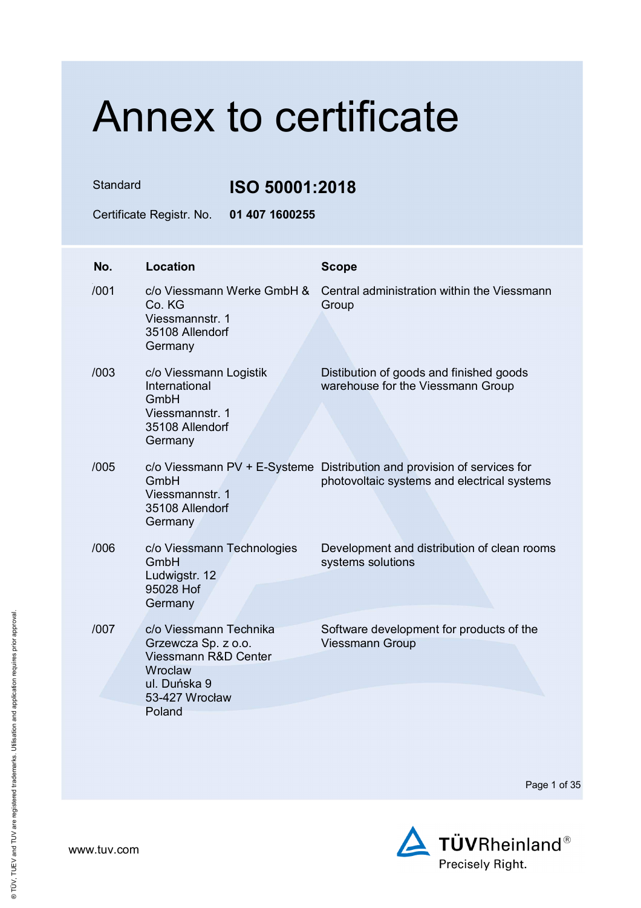# Annex to certificate

Standard **ISO 50001:2018**

Certificate Registr. No. **01 407 1600255**

| No. | Location | Scope |
|---|---|---|
| /001 | c/o Viessmann Werke GmbH & Co. KG<br>Viessmannstr. 1<br>35108 Allendorf<br>Germany | Central administration within the Viessmann Group |
| /003 | c/o Viessmann Logistik International GmbH<br>Viessmannstr. 1<br>35108 Allendorf<br>Germany | Distibution of goods and finished goods warehouse for the Viessmann Group |
| /005 | c/o Viessmann PV + E-Systeme GmbH<br>Viessmannstr. 1<br>35108 Allendorf<br>Germany | Distribution and provision of services for photovoltaic systems and electrical systems |
| /006 | c/o Viessmann Technologies GmbH<br>Ludwigstr. 12<br>95028 Hof<br>Germany | Development and distribution of clean rooms systems solutions |
| /007 | c/o Viessmann Technika Grzewcza Sp. z o.o.<br>Viessmann R&D Center Wroclaw<br>ul. Duńska 9<br>53-427 Wrocław<br>Poland | Software development for products of the Viessmann Group |

www.tuv.com

® TÜV, TUEV and TUV are registered trademarks. Utilisation and application requires prior approval.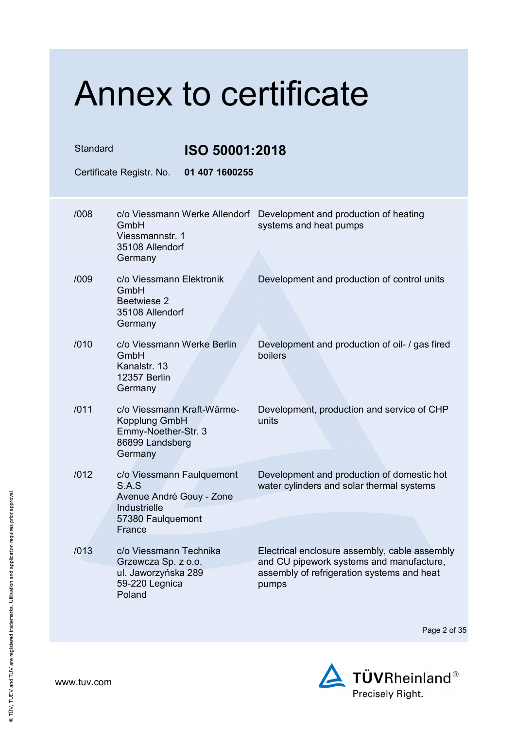# Annex to certificate

Standard **ISO 50001:2018**

Certificate Registr. No. **01 407 1600255**

| | | |
|---|---|---|
| /008 | c/o Viessmann Werke Allendorf GmbH<br>Viessmannstr. 1<br>35108 Allendorf<br>Germany | Development and production of heating systems and heat pumps |
| /009 | c/o Viessmann Elektronik GmbH<br>Beetwiese 2<br>35108 Allendorf<br>Germany | Development and production of control units |
| /010 | c/o Viessmann Werke Berlin GmbH<br>Kanalstr. 13<br>12357 Berlin<br>Germany | Development and production of oil- / gas fired boilers |
| /011 | c/o Viessmann Kraft-Wärme-Kopplung GmbH<br>Emmy-Noether-Str. 3<br>86899 Landsberg<br>Germany | Development, production and service of CHP units |
| /012 | c/o Viessmann Faulquemont S.A.S<br>Avenue André Gouy - Zone Industrielle<br>57380 Faulquemont<br>France | Development and production of domestic hot water cylinders and solar thermal systems |
| /013 | c/o Viessmann Technika Grzewcza Sp. z o.o.<br>ul. Jaworzyńska 289<br>59-220 Legnica<br>Poland | Electrical enclosure assembly, cable assembly and CU pipework systems and manufacture, assembly of refrigeration systems and heat pumps |

www.tuv.com

TÜVRheinland®
Precisely Right.

® TÜV, TUEV and TUV are registered trademarks. Utilisation and application requires prior approval.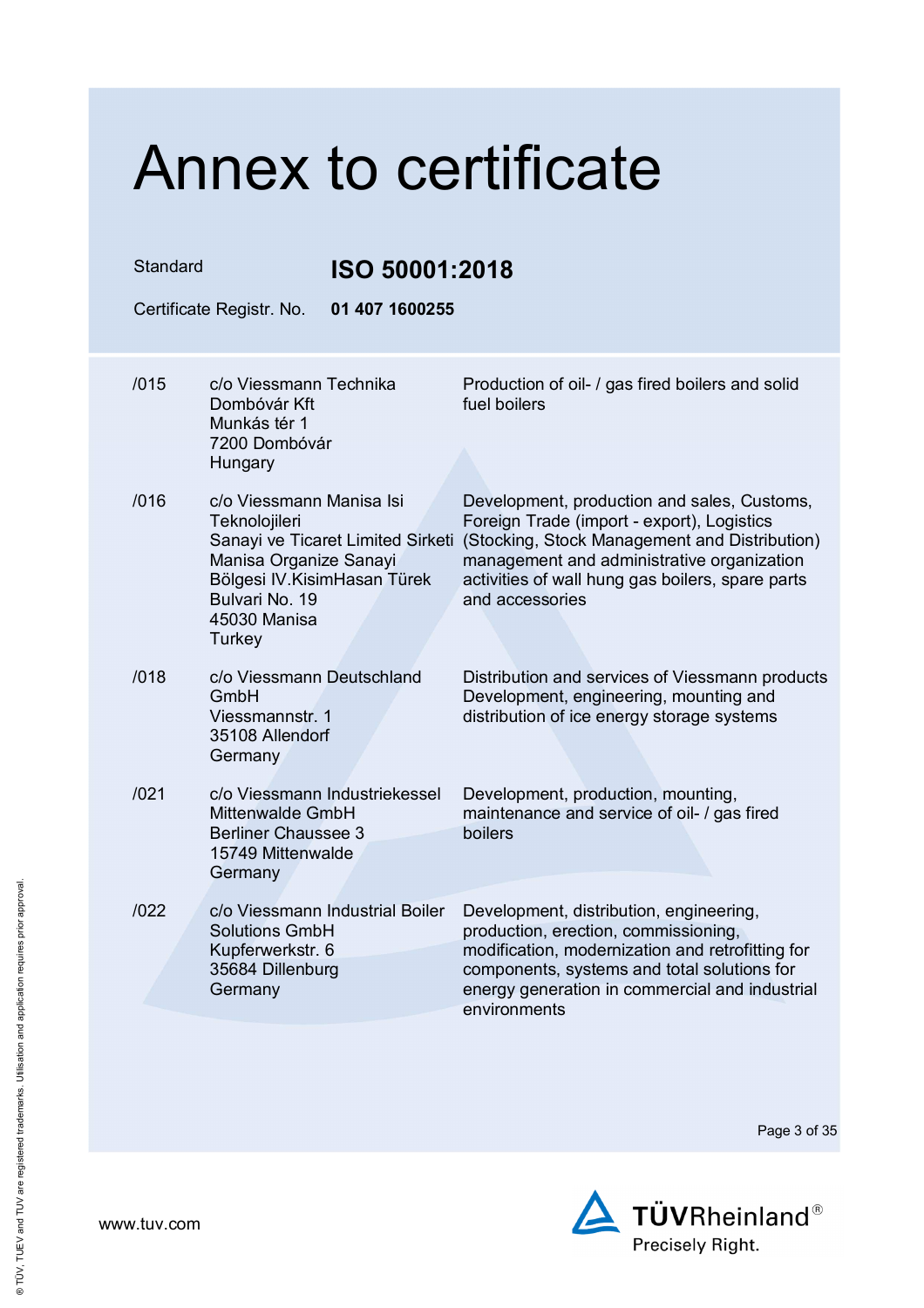# Annex to certificate

Standard **ISO 50001:2018**

Certificate Registr. No. **01 407 1600255**

| | | |
|---|---|---|
| /015 | c/o Viessmann Technika Dombóvár Kft<br>Munkás tér 1<br>7200 Dombóvár<br>Hungary | Production of oil- / gas fired boilers and solid fuel boilers |
| /016 | c/o Viessmann Manisa Isi Teknolojileri Sanayi ve Ticaret Limited Sirketi<br>Manisa Organize Sanayi Bölgesi IV.KisimHasan Türek Bulvari No. 19<br>45030 Manisa<br>Turkey | Development, production and sales, Customs, Foreign Trade (import - export), Logistics (Stocking, Stock Management and Distribution) management and administrative organization activities of wall hung gas boilers, spare parts and accessories |
| /018 | c/o Viessmann Deutschland GmbH<br>Viessmannstr. 1<br>35108 Allendorf<br>Germany | Distribution and services of Viessmann products<br>Development, engineering, mounting and distribution of ice energy storage systems |
| /021 | c/o Viessmann Industriekessel Mittenwalde GmbH<br>Berliner Chaussee 3<br>15749 Mittenwalde<br>Germany | Development, production, mounting, maintenance and service of oil- / gas fired boilers |
| /022 | c/o Viessmann Industrial Boiler Solutions GmbH<br>Kupferwerkstr. 6<br>35684 Dillenburg<br>Germany | Development, distribution, engineering, production, erection, commissioning, modification, modernization and retrofitting for components, systems and total solutions for energy generation in commercial and industrial environments |

www.tuv.com

TÜVRheinland®
Precisely Right.

® TÜV, TUEV and TUV are registered trademarks. Utilisation and application requires prior approval.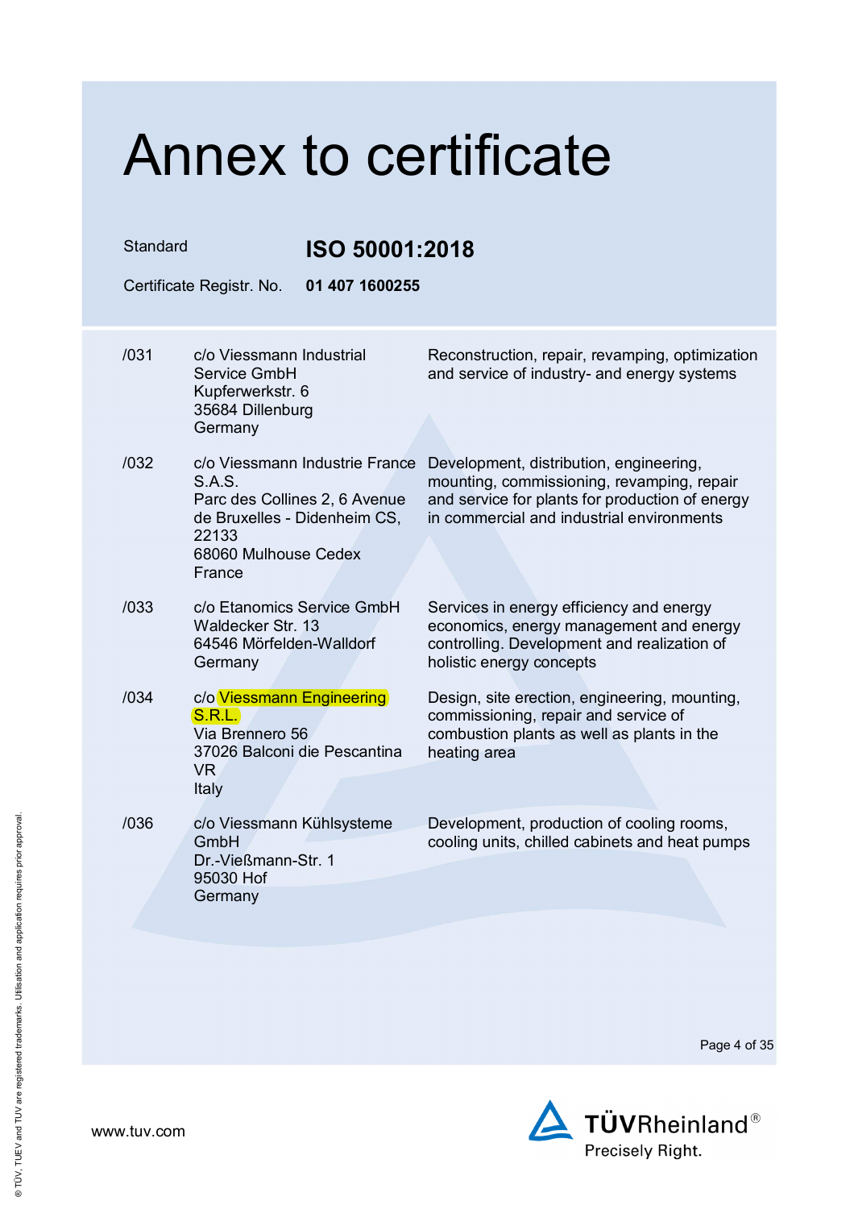# Annex to certificate

| | |
|---|---|
| Standard | **ISO 50001:2018** |
| Certificate Registr. No. | **01 407 1600255** |

| | | |
|---|---|---|
| /031 | c/o Viessmann Industrial Service GmbH<br>Kupferwerkstr. 6<br>35684 Dillenburg<br>Germany | Reconstruction, repair, revamping, optimization and service of industry- and energy systems |
| /032 | c/o Viessmann Industrie France S.A.S.<br>Parc des Collines 2, 6 Avenue de Bruxelles - Didenheim CS, 22133<br>68060 Mulhouse Cedex<br>France | Development, distribution, engineering, mounting, commissioning, revamping, repair and service for plants for production of energy in commercial and industrial environments |
| /033 | c/o Etanomics Service GmbH<br>Waldecker Str. 13<br>64546 Mörfelden-Walldorf<br>Germany | Services in energy efficiency and energy economics, energy management and energy controlling. Development and realization of holistic energy concepts |
| /034 | c/o Viessmann Engineering S.R.L.<br>Via Brennero 56<br>37026 Balconi die Pescantina VR<br>Italy | Design, site erection, engineering, mounting, commissioning, repair and service of combustion plants as well as plants in the heating area |
| /036 | c/o Viessmann Kühlsysteme GmbH<br>Dr.-Vießmann-Str. 1<br>95030 Hof<br>Germany | Development, production of cooling rooms, cooling units, chilled cabinets and heat pumps |

www.tuv.com

TÜVRheinland®
Precisely Right.

® TÜV, TUEV and TUV are registered trademarks. Utilisation and application requires prior approval.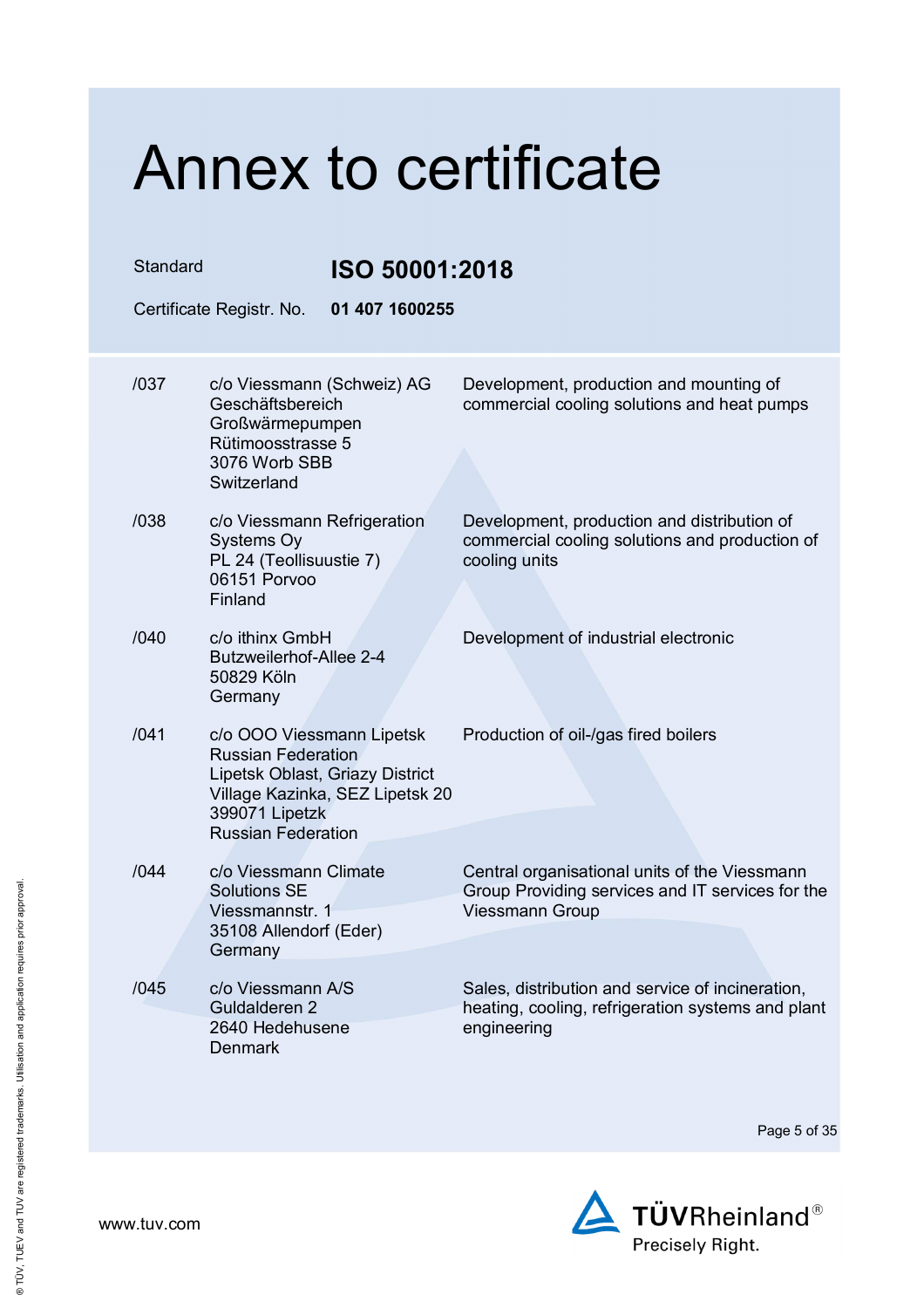# Annex to certificate

Standard **ISO 50001:2018**

Certificate Registr. No. **01 407 1600255**

| | | |
|---|---|---|
| /037 | c/o Viessmann (Schweiz) AG<br>Geschäftsbereich<br>Großwärmepumpen<br>Rütimoosstrasse 5<br>3076 Worb SBB<br>Switzerland | Development, production and mounting of commercial cooling solutions and heat pumps |
| /038 | c/o Viessmann Refrigeration Systems Oy<br>PL 24 (Teollisuustie 7)<br>06151 Porvoo<br>Finland | Development, production and distribution of commercial cooling solutions and production of cooling units |
| /040 | c/o ithinx GmbH<br>Butzweilerhof-Allee 2-4<br>50829 Köln<br>Germany | Development of industrial electronic |
| /041 | c/o OOO Viessmann Lipetsk<br>Russian Federation<br>Lipetsk Oblast, Griazy District<br>Village Kazinka, SEZ Lipetsk 20<br>399071 Lipetzk<br>Russian Federation | Production of oil-/gas fired boilers |
| /044 | c/o Viessmann Climate Solutions SE<br>Viessmannstr. 1<br>35108 Allendorf (Eder)<br>Germany | Central organisational units of the Viessmann Group Providing services and IT services for the Viessmann Group |
| /045 | c/o Viessmann A/S<br>Guldalderen 2<br>2640 Hedehusene<br>Denmark | Sales, distribution and service of incineration, heating, cooling, refrigeration systems and plant engineering |

www.tuv.com

TÜVRheinland® Precisely Right.

® TÜV, TUEV and TUV are registered trademarks. Utilisation and application requires prior approval.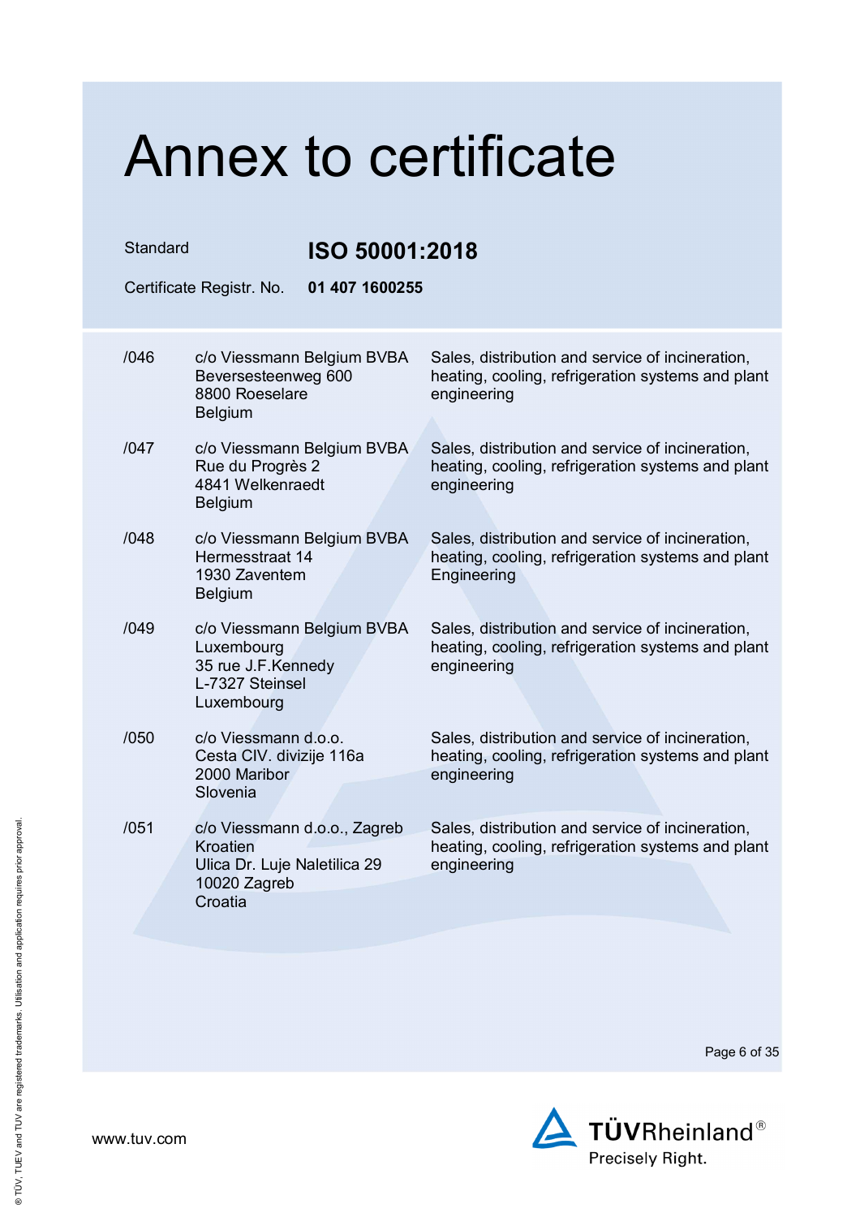# Annex to certificate

Standard **ISO 50001:2018**

Certificate Registr. No. **01 407 1600255**

| | | |
|---|---|---|
| /046 | c/o Viessmann Belgium BVBA<br>Beversesteenweg 600<br>8800 Roeselare<br>Belgium | Sales, distribution and service of incineration, heating, cooling, refrigeration systems and plant engineering |
| /047 | c/o Viessmann Belgium BVBA<br>Rue du Progrès 2<br>4841 Welkenraedt<br>Belgium | Sales, distribution and service of incineration, heating, cooling, refrigeration systems and plant engineering |
| /048 | c/o Viessmann Belgium BVBA<br>Hermesstraat 14<br>1930 Zaventem<br>Belgium | Sales, distribution and service of incineration, heating, cooling, refrigeration systems and plant Engineering |
| /049 | c/o Viessmann Belgium BVBA<br>Luxembourg<br>35 rue J.F.Kennedy<br>L-7327 Steinsel<br>Luxembourg | Sales, distribution and service of incineration, heating, cooling, refrigeration systems and plant engineering |
| /050 | c/o Viessmann d.o.o.<br>Cesta CIV. divizije 116a<br>2000 Maribor<br>Slovenia | Sales, distribution and service of incineration, heating, cooling, refrigeration systems and plant engineering |
| /051 | c/o Viessmann d.o.o., Zagreb<br>Kroatien<br>Ulica Dr. Luje Naletilica 29<br>10020 Zagreb<br>Croatia | Sales, distribution and service of incineration, heating, cooling, refrigeration systems and plant engineering |

www.tuv.com

TÜVRheinland®
Precisely Right.

® TÜV, TUEV and TUV are registered trademarks. Utilisation and application requires prior approval.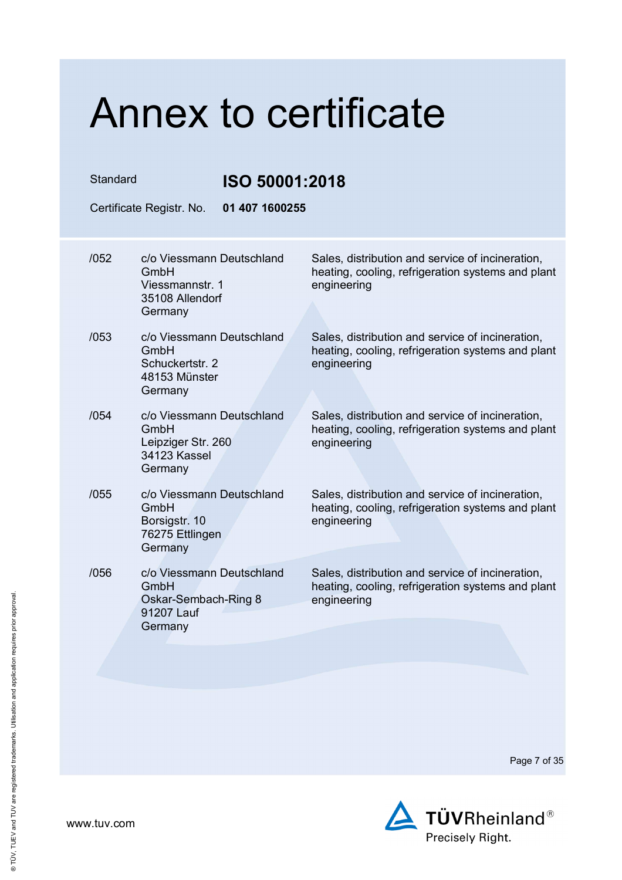# Annex to certificate

Standard **ISO 50001:2018**

Certificate Registr. No. **01 407 1600255**

| | | |
|---|---|---|
| /052 | c/o Viessmann Deutschland GmbH<br>Viessmannstr. 1<br>35108 Allendorf<br>Germany | Sales, distribution and service of incineration, heating, cooling, refrigeration systems and plant engineering |
| /053 | c/o Viessmann Deutschland GmbH<br>Schuckertstr. 2<br>48153 Münster<br>Germany | Sales, distribution and service of incineration, heating, cooling, refrigeration systems and plant engineering |
| /054 | c/o Viessmann Deutschland GmbH<br>Leipziger Str. 260<br>34123 Kassel<br>Germany | Sales, distribution and service of incineration, heating, cooling, refrigeration systems and plant engineering |
| /055 | c/o Viessmann Deutschland GmbH<br>Borsigstr. 10<br>76275 Ettlingen<br>Germany | Sales, distribution and service of incineration, heating, cooling, refrigeration systems and plant engineering |
| /056 | c/o Viessmann Deutschland GmbH<br>Oskar-Sembach-Ring 8<br>91207 Lauf<br>Germany | Sales, distribution and service of incineration, heating, cooling, refrigeration systems and plant engineering |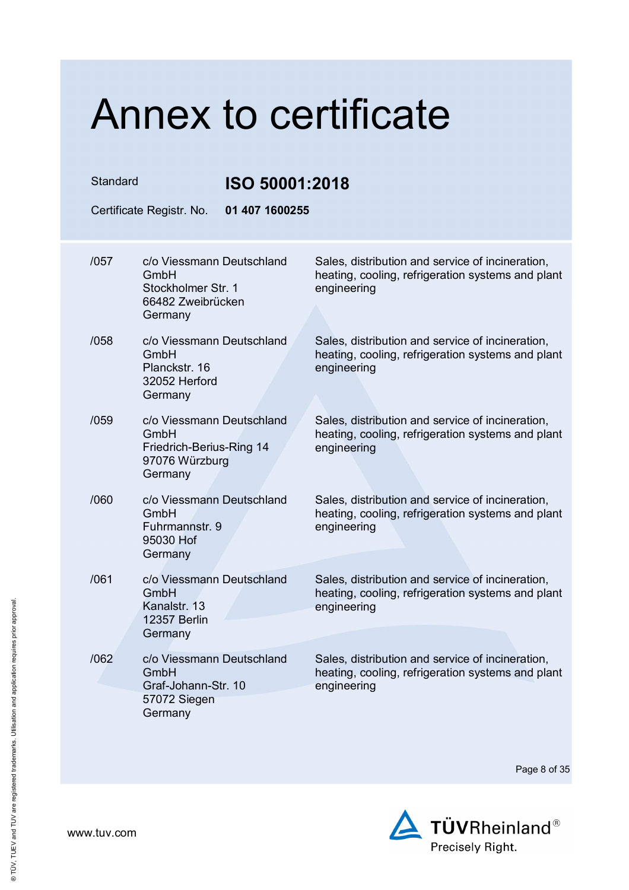# Annex to certificate

Standard **ISO 50001:2018**

Certificate Registr. No. **01 407 1600255**

| | | |
|---|---|---|
| /057 | c/o Viessmann Deutschland GmbH<br>Stockholmer Str. 1<br>66482 Zweibrücken<br>Germany | Sales, distribution and service of incineration, heating, cooling, refrigeration systems and plant engineering |
| /058 | c/o Viessmann Deutschland GmbH<br>Planckstr. 16<br>32052 Herford<br>Germany | Sales, distribution and service of incineration, heating, cooling, refrigeration systems and plant engineering |
| /059 | c/o Viessmann Deutschland GmbH<br>Friedrich-Berius-Ring 14<br>97076 Würzburg<br>Germany | Sales, distribution and service of incineration, heating, cooling, refrigeration systems and plant engineering |
| /060 | c/o Viessmann Deutschland GmbH<br>Fuhrmannstr. 9<br>95030 Hof<br>Germany | Sales, distribution and service of incineration, heating, cooling, refrigeration systems and plant engineering |
| /061 | c/o Viessmann Deutschland GmbH<br>Kanalstr. 13<br>12357 Berlin<br>Germany | Sales, distribution and service of incineration, heating, cooling, refrigeration systems and plant engineering |
| /062 | c/o Viessmann Deutschland GmbH<br>Graf-Johann-Str. 10<br>57072 Siegen<br>Germany | Sales, distribution and service of incineration, heating, cooling, refrigeration systems and plant engineering |

www.tuv.com

TÜVRheinland®
Precisely Right.

® TÜV, TUEV and TUV are registered trademarks. Utilisation and application requires prior approval.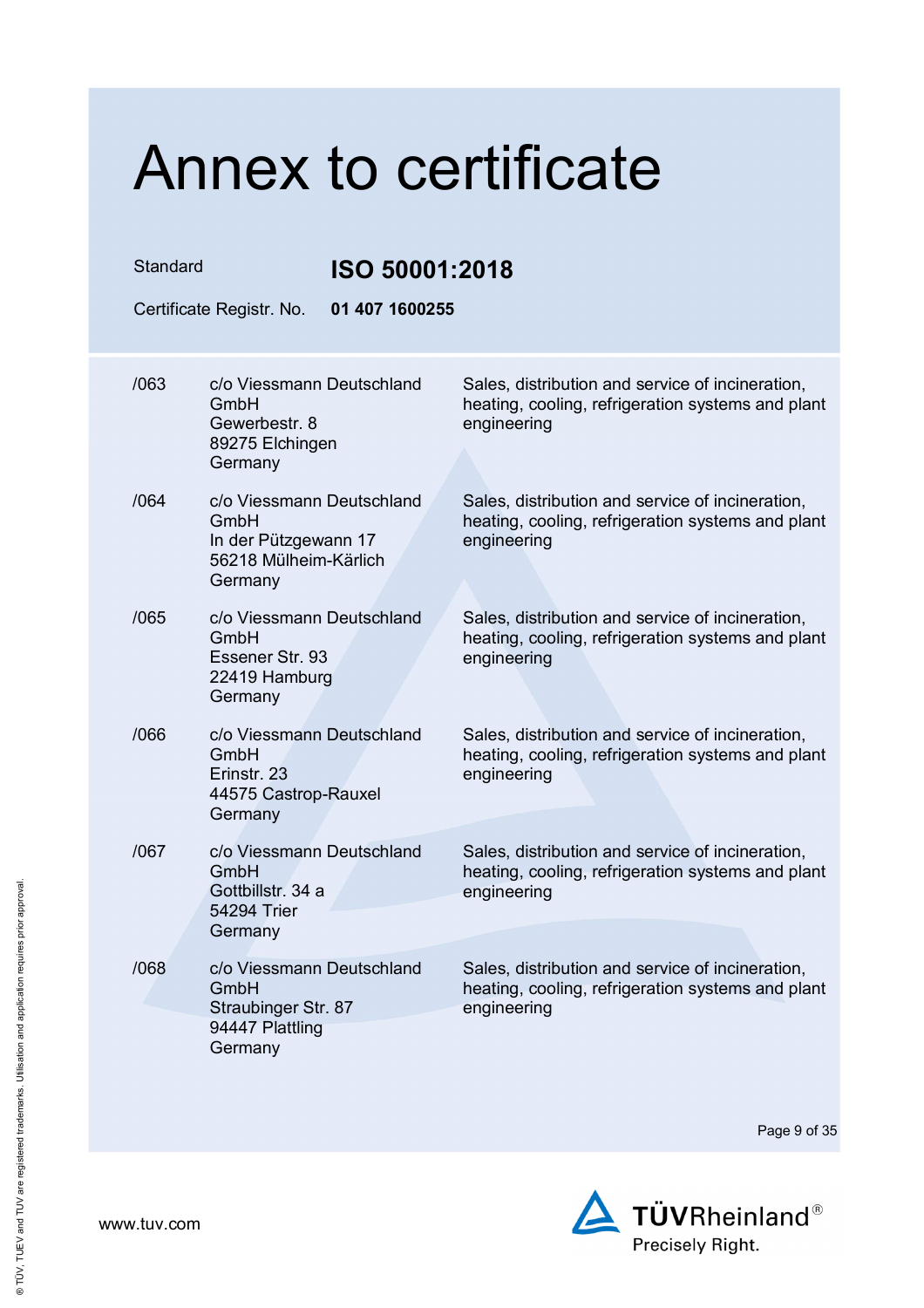# Annex to certificate

Standard **ISO 50001:2018**

Certificate Registr. No. **01 407 1600255**

| | | |
|---|---|---|
| /063 | c/o Viessmann Deutschland GmbH<br>Gewerbestr. 8<br>89275 Elchingen<br>Germany | Sales, distribution and service of incineration, heating, cooling, refrigeration systems and plant engineering |
| /064 | c/o Viessmann Deutschland GmbH<br>In der Pützgewann 17<br>56218 Mülheim-Kärlich<br>Germany | Sales, distribution and service of incineration, heating, cooling, refrigeration systems and plant engineering |
| /065 | c/o Viessmann Deutschland GmbH<br>Essener Str. 93<br>22419 Hamburg<br>Germany | Sales, distribution and service of incineration, heating, cooling, refrigeration systems and plant engineering |
| /066 | c/o Viessmann Deutschland GmbH<br>Erinstr. 23<br>44575 Castrop-Rauxel<br>Germany | Sales, distribution and service of incineration, heating, cooling, refrigeration systems and plant engineering |
| /067 | c/o Viessmann Deutschland GmbH<br>Gottbillstr. 34 a<br>54294 Trier<br>Germany | Sales, distribution and service of incineration, heating, cooling, refrigeration systems and plant engineering |
| /068 | c/o Viessmann Deutschland GmbH<br>Straubinger Str. 87<br>94447 Plattling<br>Germany | Sales, distribution and service of incineration, heating, cooling, refrigeration systems and plant engineering |

www.tuv.com

TÜVRheinland®
Precisely Right.

® TÜV, TUEV and TUV are registered trademarks. Utilisation and application requires prior approval.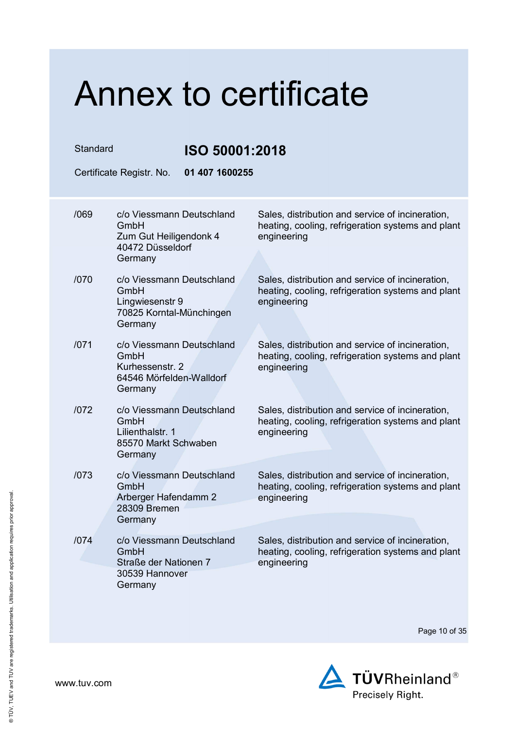# Annex to certificate

Standard **ISO 50001:2018**

Certificate Registr. No. **01 407 1600255**

| | | |
|---|---|---|
| /069 | c/o Viessmann Deutschland GmbH<br>Zum Gut Heiligendonk 4<br>40472 Düsseldorf<br>Germany | Sales, distribution and service of incineration, heating, cooling, refrigeration systems and plant engineering |
| /070 | c/o Viessmann Deutschland GmbH<br>Lingwiesenstr 9<br>70825 Korntal-Münchingen<br>Germany | Sales, distribution and service of incineration, heating, cooling, refrigeration systems and plant engineering |
| /071 | c/o Viessmann Deutschland GmbH<br>Kurhessenstr. 2<br>64546 Mörfelden-Walldorf<br>Germany | Sales, distribution and service of incineration, heating, cooling, refrigeration systems and plant engineering |
| /072 | c/o Viessmann Deutschland GmbH<br>Lilienthalstr. 1<br>85570 Markt Schwaben<br>Germany | Sales, distribution and service of incineration, heating, cooling, refrigeration systems and plant engineering |
| /073 | c/o Viessmann Deutschland GmbH<br>Arberger Hafendamm 2<br>28309 Bremen<br>Germany | Sales, distribution and service of incineration, heating, cooling, refrigeration systems and plant engineering |
| /074 | c/o Viessmann Deutschland GmbH<br>Straße der Nationen 7<br>30539 Hannover<br>Germany | Sales, distribution and service of incineration, heating, cooling, refrigeration systems and plant engineering |

www.tuv.com

TÜVRheinland®
Precisely Right.

® TÜV, TUEV and TUV are registered trademarks. Utilisation and application requires prior approval.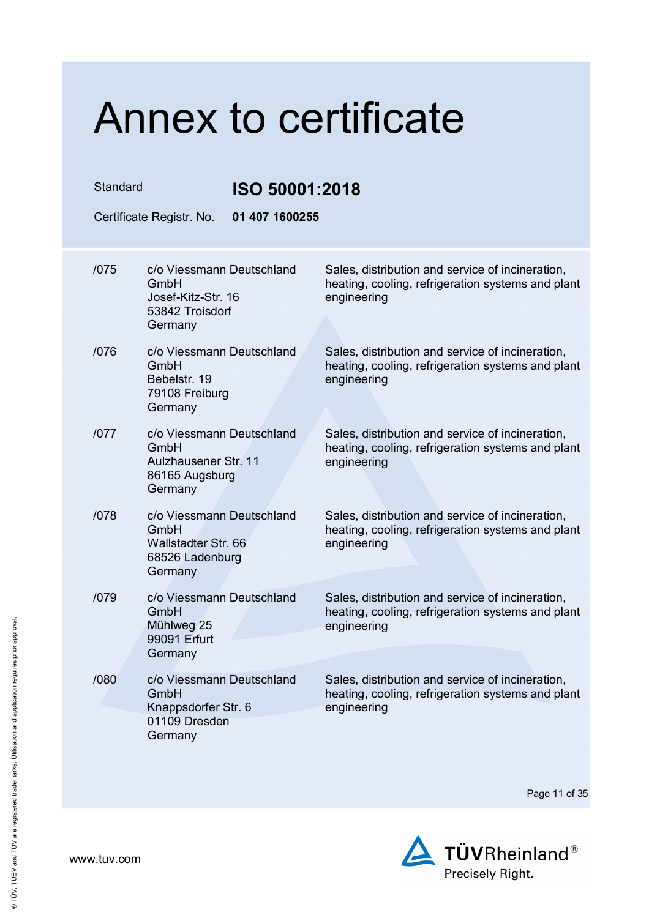# Annex to certificate

Standard **ISO 50001:2018**

Certificate Registr. No. **01 407 1600255**

| | | |
|---|---|---|
| /075 | c/o Viessmann Deutschland GmbH<br>Josef-Kitz-Str. 16<br>53842 Troisdorf<br>Germany | Sales, distribution and service of incineration, heating, cooling, refrigeration systems and plant engineering |
| /076 | c/o Viessmann Deutschland GmbH<br>Bebelstr. 19<br>79108 Freiburg<br>Germany | Sales, distribution and service of incineration, heating, cooling, refrigeration systems and plant engineering |
| /077 | c/o Viessmann Deutschland GmbH<br>Aulzhausener Str. 11<br>86165 Augsburg<br>Germany | Sales, distribution and service of incineration, heating, cooling, refrigeration systems and plant engineering |
| /078 | c/o Viessmann Deutschland GmbH<br>Wallstadter Str. 66<br>68526 Ladenburg<br>Germany | Sales, distribution and service of incineration, heating, cooling, refrigeration systems and plant engineering |
| /079 | c/o Viessmann Deutschland GmbH<br>Mühlweg 25<br>99091 Erfurt<br>Germany | Sales, distribution and service of incineration, heating, cooling, refrigeration systems and plant engineering |
| /080 | c/o Viessmann Deutschland GmbH<br>Knappsdorfer Str. 6<br>01109 Dresden<br>Germany | Sales, distribution and service of incineration, heating, cooling, refrigeration systems and plant engineering |

www.tuv.com

TÜVRheinland®
Precisely Right.

® TÜV, TUEV and TUV are registered trademarks. Utilisation and application requires prior approval.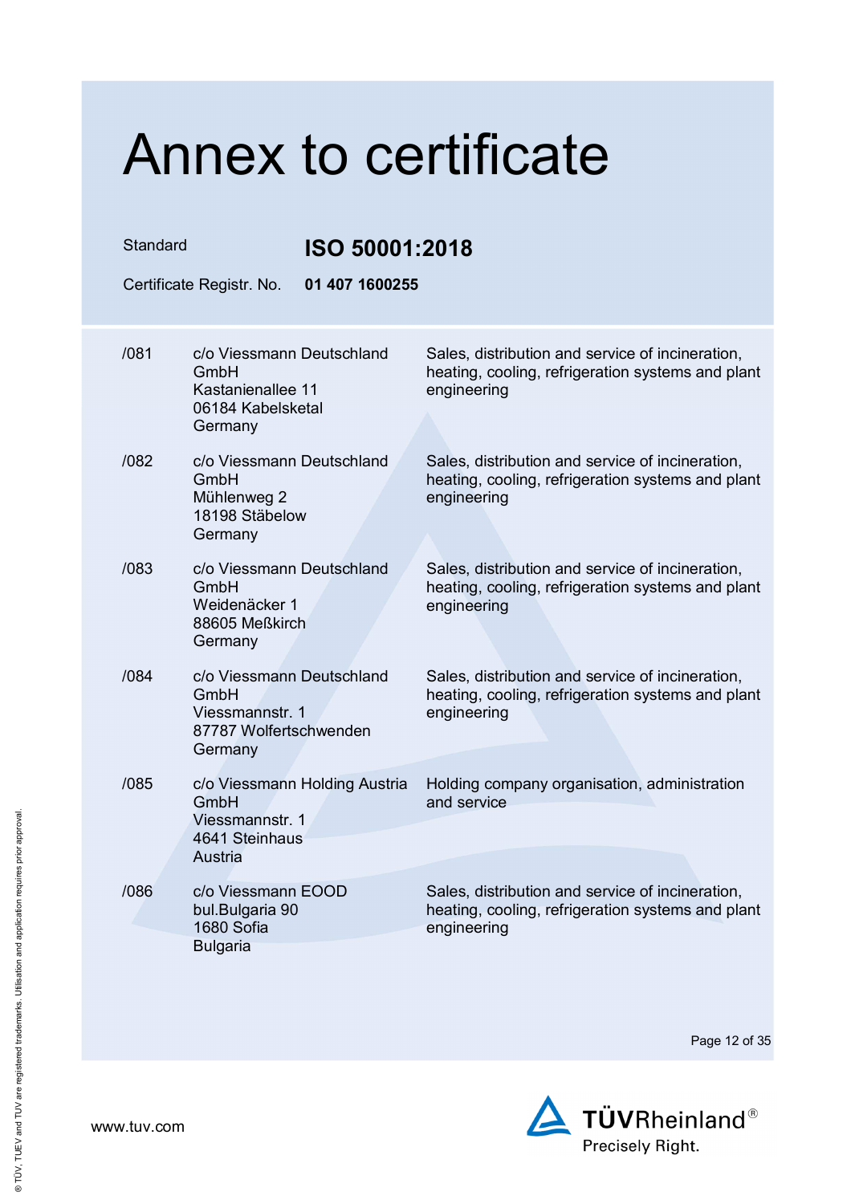# Annex to certificate

Standard **ISO 50001:2018**

Certificate Registr. No. **01 407 1600255**

| | | |
|---|---|---|
| /081 | c/o Viessmann Deutschland GmbH<br>Kastanienallee 11<br>06184 Kabelsketal<br>Germany | Sales, distribution and service of incineration, heating, cooling, refrigeration systems and plant engineering |
| /082 | c/o Viessmann Deutschland GmbH<br>Mühlenweg 2<br>18198 Stäbelow<br>Germany | Sales, distribution and service of incineration, heating, cooling, refrigeration systems and plant engineering |
| /083 | c/o Viessmann Deutschland GmbH<br>Weidenäcker 1<br>88605 Meßkirch<br>Germany | Sales, distribution and service of incineration, heating, cooling, refrigeration systems and plant engineering |
| /084 | c/o Viessmann Deutschland GmbH<br>Viessmannstr. 1<br>87787 Wolfertschwenden<br>Germany | Sales, distribution and service of incineration, heating, cooling, refrigeration systems and plant engineering |
| /085 | c/o Viessmann Holding Austria GmbH<br>Viessmannstr. 1<br>4641 Steinhaus<br>Austria | Holding company organisation, administration and service |
| /086 | c/o Viessmann EOOD<br>bul.Bulgaria 90<br>1680 Sofia<br>Bulgaria | Sales, distribution and service of incineration, heating, cooling, refrigeration systems and plant engineering |

www.tuv.com

TÜVRheinland® Precisely Right.

® TÜV, TUEV and TUV are registered trademarks. Utilisation and application requires prior approval.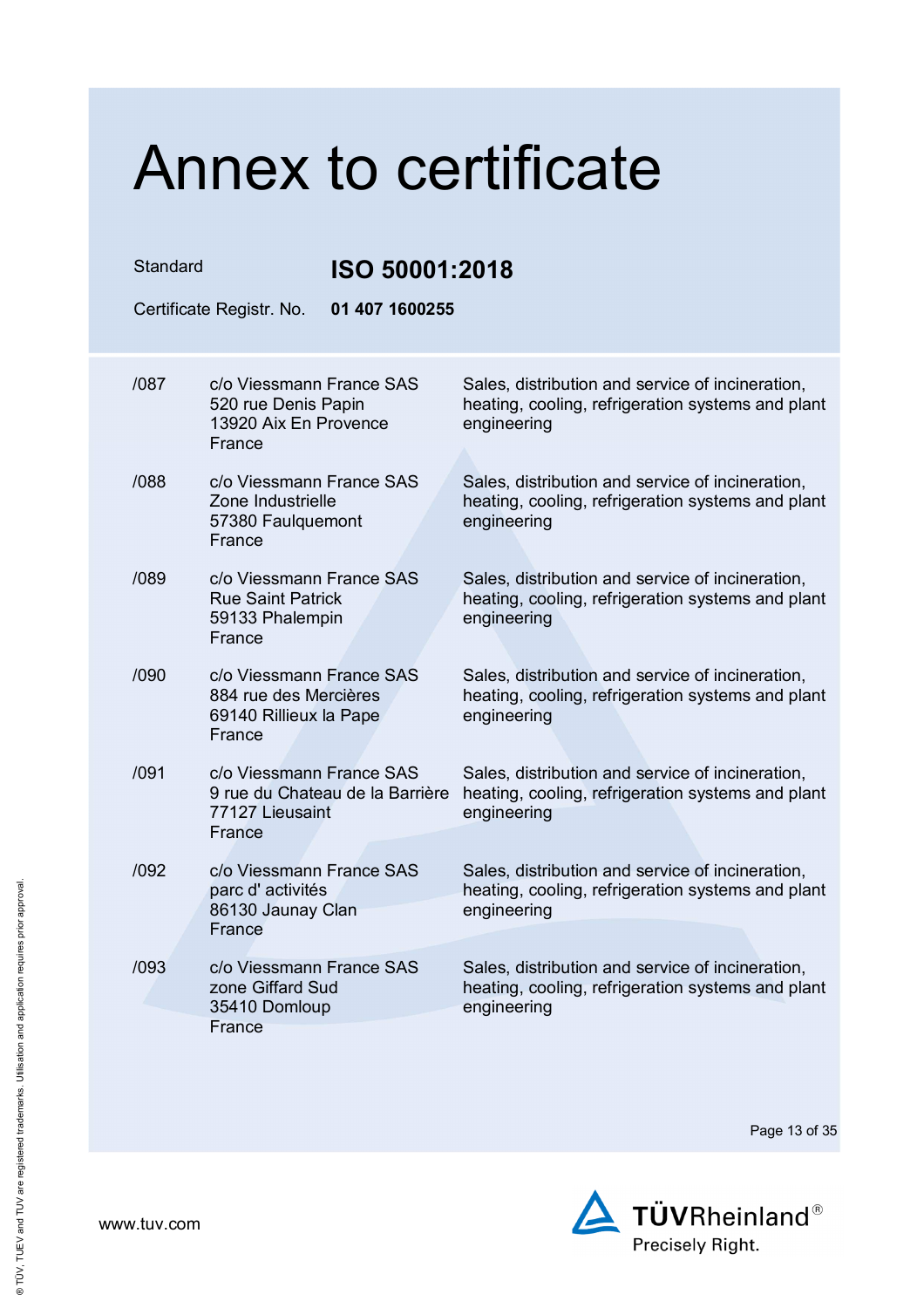# Annex to certificate

Standard **ISO 50001:2018**

Certificate Registr. No. **01 407 1600255**

| | | |
|---|---|---|
| /087 | c/o Viessmann France SAS<br>520 rue Denis Papin<br>13920 Aix En Provence<br>France | Sales, distribution and service of incineration, heating, cooling, refrigeration systems and plant engineering |
| /088 | c/o Viessmann France SAS<br>Zone Industrielle<br>57380 Faulquemont<br>France | Sales, distribution and service of incineration, heating, cooling, refrigeration systems and plant engineering |
| /089 | c/o Viessmann France SAS<br>Rue Saint Patrick<br>59133 Phalempin<br>France | Sales, distribution and service of incineration, heating, cooling, refrigeration systems and plant engineering |
| /090 | c/o Viessmann France SAS<br>884 rue des Mercières<br>69140 Rillieux la Pape<br>France | Sales, distribution and service of incineration, heating, cooling, refrigeration systems and plant engineering |
| /091 | c/o Viessmann France SAS<br>9 rue du Chateau de la Barrière<br>77127 Lieusaint<br>France | Sales, distribution and service of incineration, heating, cooling, refrigeration systems and plant engineering |
| /092 | c/o Viessmann France SAS<br>parc d' activités<br>86130 Jaunay Clan<br>France | Sales, distribution and service of incineration, heating, cooling, refrigeration systems and plant engineering |
| /093 | c/o Viessmann France SAS<br>zone Giffard Sud<br>35410 Domloup<br>France | Sales, distribution and service of incineration, heating, cooling, refrigeration systems and plant engineering |

www.tuv.com

TÜVRheinland®
Precisely Right.

® TÜV, TUEV and TUV are registered trademarks. Utilisation and application requires prior approval.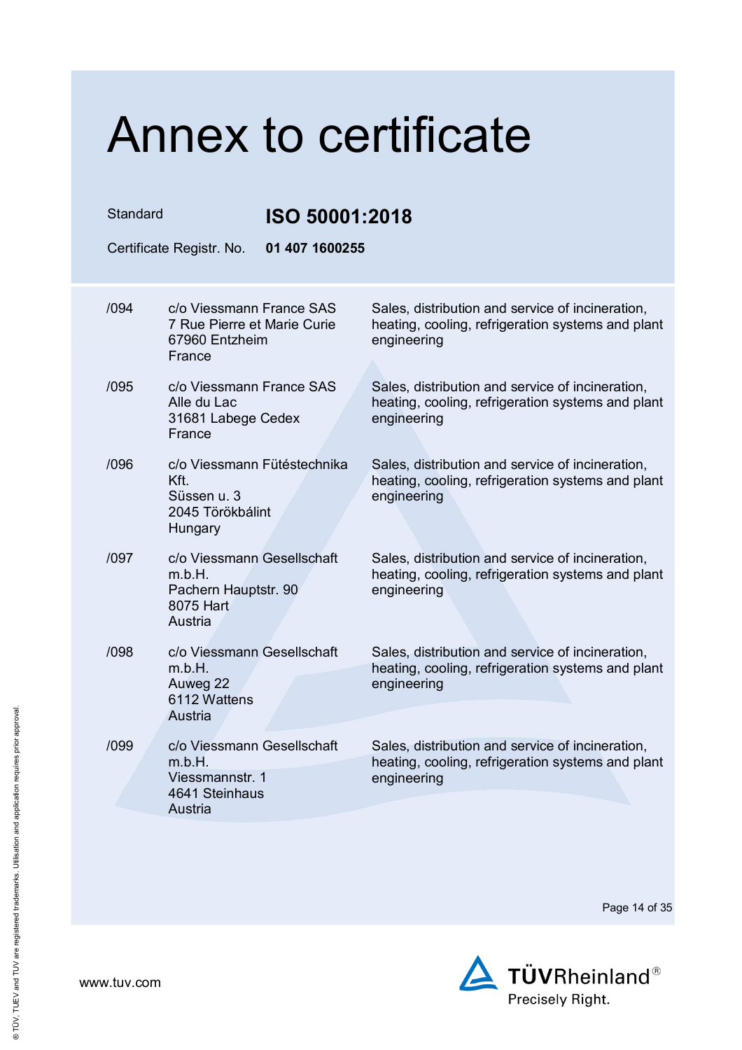# Annex to certificate

Standard **ISO 50001:2018**

Certificate Registr. No. **01 407 1600255**

| | | |
|---|---|---|
| /094 | c/o Viessmann France SAS<br>7 Rue Pierre et Marie Curie<br>67960 Entzheim<br>France | Sales, distribution and service of incineration, heating, cooling, refrigeration systems and plant engineering |
| /095 | c/o Viessmann France SAS<br>Alle du Lac<br>31681 Labege Cedex<br>France | Sales, distribution and service of incineration, heating, cooling, refrigeration systems and plant engineering |
| /096 | c/o Viessmann Fütéstechnika Kft.<br>Süssen u. 3<br>2045 Törökbálint<br>Hungary | Sales, distribution and service of incineration, heating, cooling, refrigeration systems and plant engineering |
| /097 | c/o Viessmann Gesellschaft m.b.H.<br>Pachern Hauptstr. 90<br>8075 Hart<br>Austria | Sales, distribution and service of incineration, heating, cooling, refrigeration systems and plant engineering |
| /098 | c/o Viessmann Gesellschaft m.b.H.<br>Auweg 22<br>6112 Wattens<br>Austria | Sales, distribution and service of incineration, heating, cooling, refrigeration systems and plant engineering |
| /099 | c/o Viessmann Gesellschaft m.b.H.<br>Viessmannstr. 1<br>4641 Steinhaus<br>Austria | Sales, distribution and service of incineration, heating, cooling, refrigeration systems and plant engineering |

www.tuv.com

TÜVRheinland®
Precisely Right.

® TÜV, TUEV and TUV are registered trademarks. Utilisation and application requires prior approval.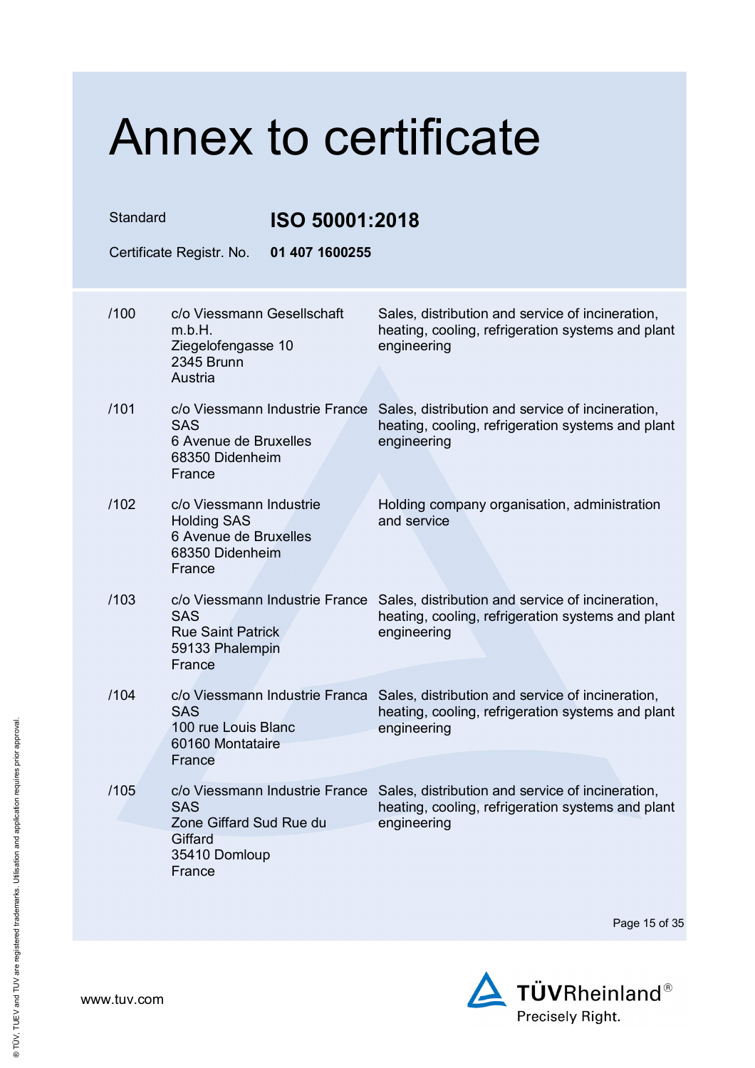# Annex to certificate

Standard **ISO 50001:2018**

Certificate Registr. No. **01 407 1600255**

| | | |
|---|---|---|
| /100 | c/o Viessmann Gesellschaft m.b.H.<br>Ziegelofengasse 10<br>2345 Brunn<br>Austria | Sales, distribution and service of incineration, heating, cooling, refrigeration systems and plant engineering |
| /101 | c/o Viessmann Industrie France SAS<br>6 Avenue de Bruxelles<br>68350 Didenheim<br>France | Sales, distribution and service of incineration, heating, cooling, refrigeration systems and plant engineering |
| /102 | c/o Viessmann Industrie Holding SAS<br>6 Avenue de Bruxelles<br>68350 Didenheim<br>France | Holding company organisation, administration and service |
| /103 | c/o Viessmann Industrie France SAS<br>Rue Saint Patrick<br>59133 Phalempin<br>France | Sales, distribution and service of incineration, heating, cooling, refrigeration systems and plant engineering |
| /104 | c/o Viessmann Industrie Franca SAS<br>100 rue Louis Blanc<br>60160 Montataire<br>France | Sales, distribution and service of incineration, heating, cooling, refrigeration systems and plant engineering |
| /105 | c/o Viessmann Industrie France SAS<br>Zone Giffard Sud Rue du Giffard<br>35410 Domloup<br>France | Sales, distribution and service of incineration, heating, cooling, refrigeration systems and plant engineering |

www.tuv.com

TÜVRheinland®
Precisely Right.

® TÜV, TUEV and TUV are registered trademarks. Utilisation and application requires prior approval.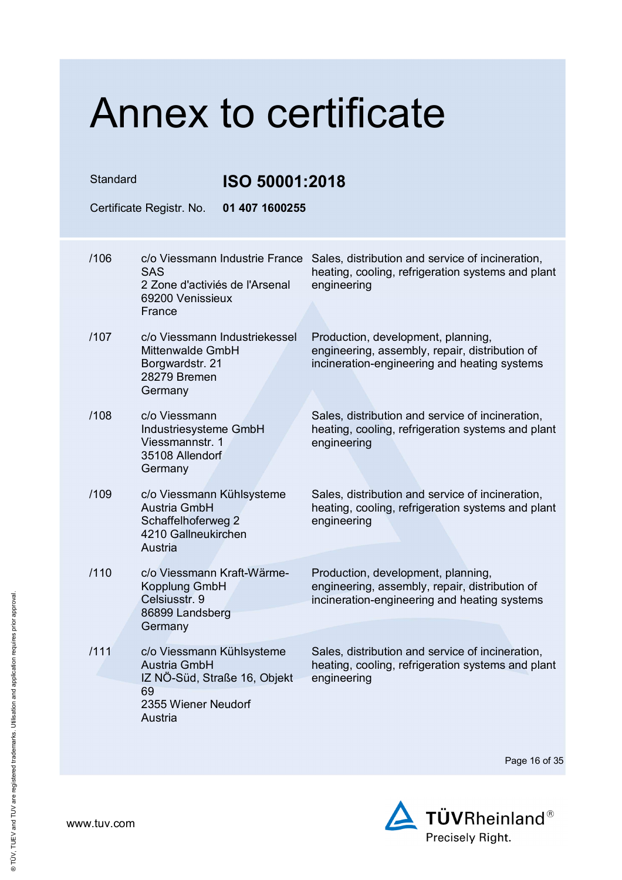# Annex to certificate

Standard **ISO 50001:2018**

Certificate Registr. No. **01 407 1600255**

| | | |
|---|---|---|
| /106 | c/o Viessmann Industrie France SAS<br>2 Zone d'activiés de l'Arsenal<br>69200 Venissieux<br>France | Sales, distribution and service of incineration, heating, cooling, refrigeration systems and plant engineering |
| /107 | c/o Viessmann Industriekessel Mittenwalde GmbH<br>Borgwardstr. 21<br>28279 Bremen<br>Germany | Production, development, planning, engineering, assembly, repair, distribution of incineration-engineering and heating systems |
| /108 | c/o Viessmann Industriesysteme GmbH<br>Viessmannstr. 1<br>35108 Allendorf<br>Germany | Sales, distribution and service of incineration, heating, cooling, refrigeration systems and plant engineering |
| /109 | c/o Viessmann Kühlsysteme Austria GmbH<br>Schaffelhoferweg 2<br>4210 Gallneukirchen<br>Austria | Sales, distribution and service of incineration, heating, cooling, refrigeration systems and plant engineering |
| /110 | c/o Viessmann Kraft-Wärme-Kopplung GmbH<br>Celsiusstr. 9<br>86899 Landsberg<br>Germany | Production, development, planning, engineering, assembly, repair, distribution of incineration-engineering and heating systems |
| /111 | c/o Viessmann Kühlsysteme Austria GmbH<br>IZ NÖ-Süd, Straße 16, Objekt 69<br>2355 Wiener Neudorf<br>Austria | Sales, distribution and service of incineration, heating, cooling, refrigeration systems and plant engineering |

www.tuv.com

TÜVRheinland®
Precisely Right.

® TÜV, TUEV and TUV are registered trademarks. Utilisation and application requires prior approval.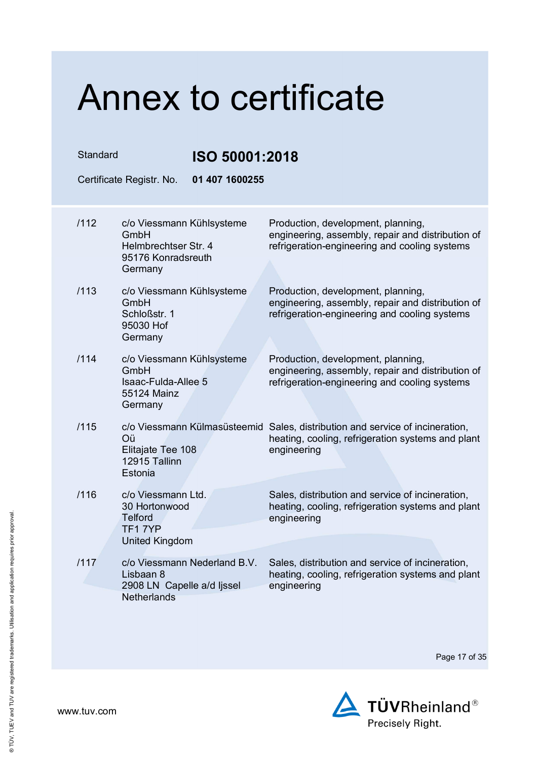# Annex to certificate

Standard **ISO 50001:2018**

Certificate Registr. No. **01 407 1600255**

| | | |
|---|---|---|
| /112 | c/o Viessmann Kühlsysteme GmbH<br>Helmbrechtser Str. 4<br>95176 Konradsreuth<br>Germany | Production, development, planning, engineering, assembly, repair and distribution of refrigeration-engineering and cooling systems |
| /113 | c/o Viessmann Kühlsysteme GmbH<br>Schloßstr. 1<br>95030 Hof<br>Germany | Production, development, planning, engineering, assembly, repair and distribution of refrigeration-engineering and cooling systems |
| /114 | c/o Viessmann Kühlsysteme GmbH<br>Isaac-Fulda-Allee 5<br>55124 Mainz<br>Germany | Production, development, planning, engineering, assembly, repair and distribution of refrigeration-engineering and cooling systems |
| /115 | c/o Viessmann Külmasüsteemid Oü<br>Elitajate Tee 108<br>12915 Tallinn<br>Estonia | Sales, distribution and service of incineration, heating, cooling, refrigeration systems and plant engineering |
| /116 | c/o Viessmann Ltd.<br>30 Hortonwood<br>Telford<br>TF1 7YP<br>United Kingdom | Sales, distribution and service of incineration, heating, cooling, refrigeration systems and plant engineering |
| /117 | c/o Viessmann Nederland B.V.<br>Lisbaan 8<br>2908 LN Capelle a/d Ijssel<br>Netherlands | Sales, distribution and service of incineration, heating, cooling, refrigeration systems and plant engineering |

www.tuv.com

TÜVRheinland®
Precisely Right.

® TÜV, TUEV and TUV are registered trademarks. Utilisation and application requires prior approval.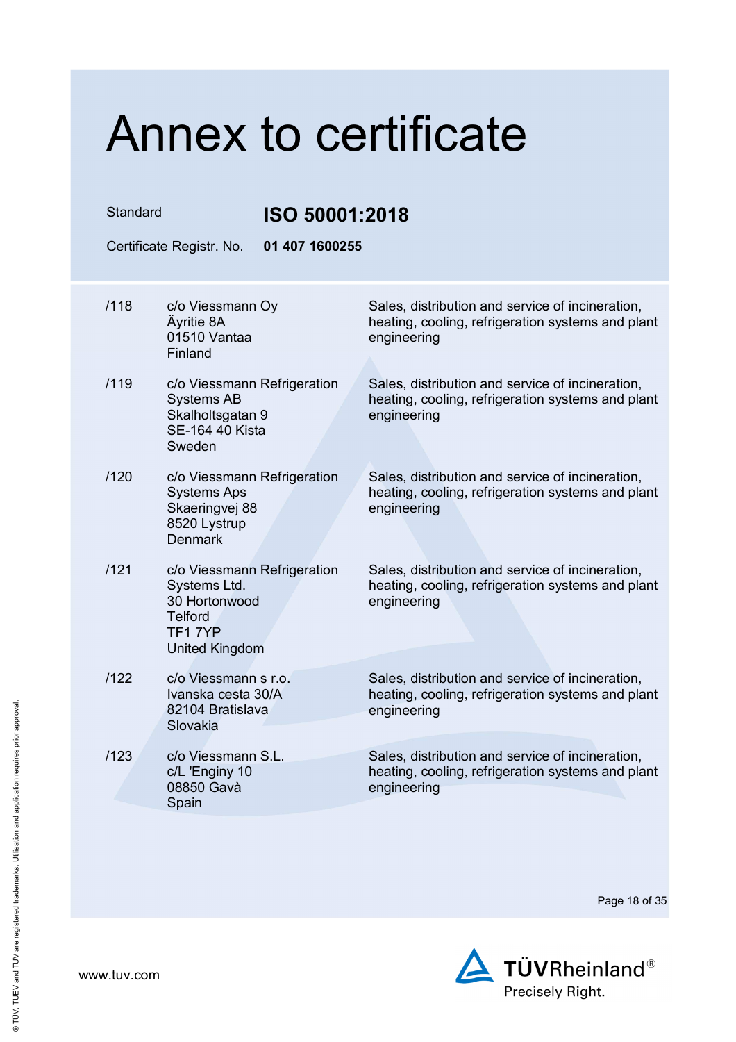# Annex to certificate

Standard **ISO 50001:2018**

Certificate Registr. No. **01 407 1600255**

| | | |
|---|---|---|
| /118 | c/o Viessmann Oy<br>Äyritie 8A<br>01510 Vantaa<br>Finland | Sales, distribution and service of incineration, heating, cooling, refrigeration systems and plant engineering |
| /119 | c/o Viessmann Refrigeration Systems AB<br>Skalholtsgatan 9<br>SE-164 40 Kista<br>Sweden | Sales, distribution and service of incineration, heating, cooling, refrigeration systems and plant engineering |
| /120 | c/o Viessmann Refrigeration Systems Aps<br>Skaeringvej 88<br>8520 Lystrup<br>Denmark | Sales, distribution and service of incineration, heating, cooling, refrigeration systems and plant engineering |
| /121 | c/o Viessmann Refrigeration Systems Ltd.<br>30 Hortonwood<br>Telford<br>TF1 7YP<br>United Kingdom | Sales, distribution and service of incineration, heating, cooling, refrigeration systems and plant engineering |
| /122 | c/o Viessmann s r.o.<br>Ivanska cesta 30/A<br>82104 Bratislava<br>Slovakia | Sales, distribution and service of incineration, heating, cooling, refrigeration systems and plant engineering |
| /123 | c/o Viessmann S.L.<br>c/L 'Enginy 10<br>08850 Gavà<br>Spain | Sales, distribution and service of incineration, heating, cooling, refrigeration systems and plant engineering |

www.tuv.com

TÜVRheinland®
Precisely Right.

® TÜV, TUEV and TUV are registered trademarks. Utilisation and application requires prior approval.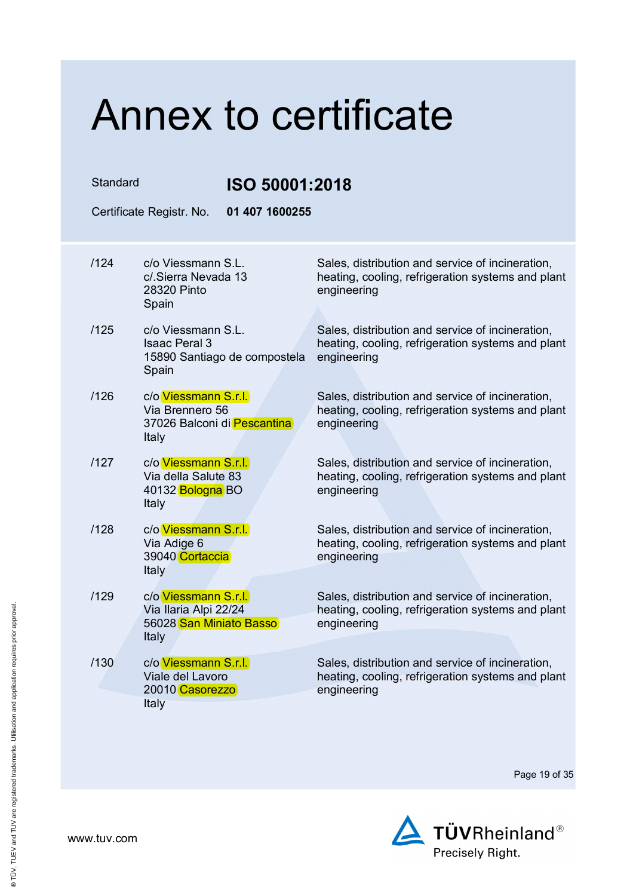# Annex to certificate

Standard **ISO 50001:2018**

Certificate Registr. No. **01 407 1600255**

| | | |
|---|---|---|
| /124 | c/o Viessmann S.L.<br>c/.Sierra Nevada 13<br>28320 Pinto<br>Spain | Sales, distribution and service of incineration, heating, cooling, refrigeration systems and plant engineering |
| /125 | c/o Viessmann S.L.<br>Isaac Peral 3<br>15890 Santiago de compostela<br>Spain | Sales, distribution and service of incineration, heating, cooling, refrigeration systems and plant engineering |
| /126 | c/o Viessmann S.r.l.<br>Via Brennero 56<br>37026 Balconi di Pescantina<br>Italy | Sales, distribution and service of incineration, heating, cooling, refrigeration systems and plant engineering |
| /127 | c/o Viessmann S.r.l.<br>Via della Salute 83<br>40132 Bologna BO<br>Italy | Sales, distribution and service of incineration, heating, cooling, refrigeration systems and plant engineering |
| /128 | c/o Viessmann S.r.l.<br>Via Adige 6<br>39040 Cortaccia<br>Italy | Sales, distribution and service of incineration, heating, cooling, refrigeration systems and plant engineering |
| /129 | c/o Viessmann S.r.l.<br>Via Ilaria Alpi 22/24<br>56028 San Miniato Basso<br>Italy | Sales, distribution and service of incineration, heating, cooling, refrigeration systems and plant engineering |
| /130 | c/o Viessmann S.r.l.<br>Viale del Lavoro<br>20010 Casorezzo<br>Italy | Sales, distribution and service of incineration, heating, cooling, refrigeration systems and plant engineering |

www.tuv.com

TÜVRheinland®
Precisely Right.

® TÜV, TUEV and TUV are registered trademarks. Utilisation and application requires prior approval.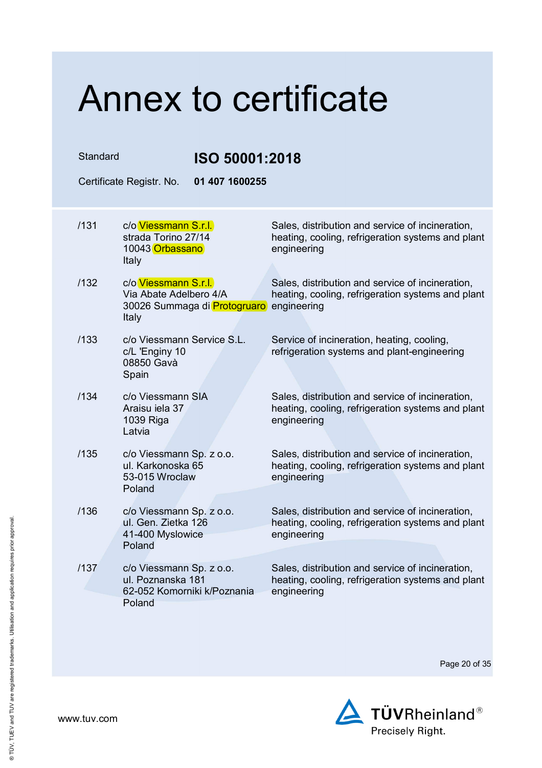# Annex to certificate

Standard **ISO 50001:2018**

Certificate Registr. No. **01 407 1600255**

| | | |
|---|---|---|
| /131 | c/o Viessmann S.r.l.<br>strada Torino 27/14<br>10043 Orbassano<br>Italy | Sales, distribution and service of incineration, heating, cooling, refrigeration systems and plant engineering |
| /132 | c/o Viessmann S.r.l.<br>Via Abate Adelbero 4/A<br>30026 Summaga di Protogruaro<br>Italy | Sales, distribution and service of incineration, heating, cooling, refrigeration systems and plant engineering |
| /133 | c/o Viessmann Service S.L.<br>c/L 'Enginy 10<br>08850 Gavà<br>Spain | Service of incineration, heating, cooling, refrigeration systems and plant-engineering |
| /134 | c/o Viessmann SIA<br>Araisu iela 37<br>1039 Riga<br>Latvia | Sales, distribution and service of incineration, heating, cooling, refrigeration systems and plant engineering |
| /135 | c/o Viessmann Sp. z o.o.<br>ul. Karkonoska 65<br>53-015 Wroclaw<br>Poland | Sales, distribution and service of incineration, heating, cooling, refrigeration systems and plant engineering |
| /136 | c/o Viessmann Sp. z o.o.<br>ul. Gen. Zietka 126<br>41-400 Myslowice<br>Poland | Sales, distribution and service of incineration, heating, cooling, refrigeration systems and plant engineering |
| /137 | c/o Viessmann Sp. z o.o.<br>ul. Poznanska 181<br>62-052 Komorniki k/Poznania<br>Poland | Sales, distribution and service of incineration, heating, cooling, refrigeration systems and plant engineering |

www.tuv.com

TÜVRheinland® Precisely Right.

® TÜV, TUEV and TUV are registered trademarks. Utilisation and application requires prior approval.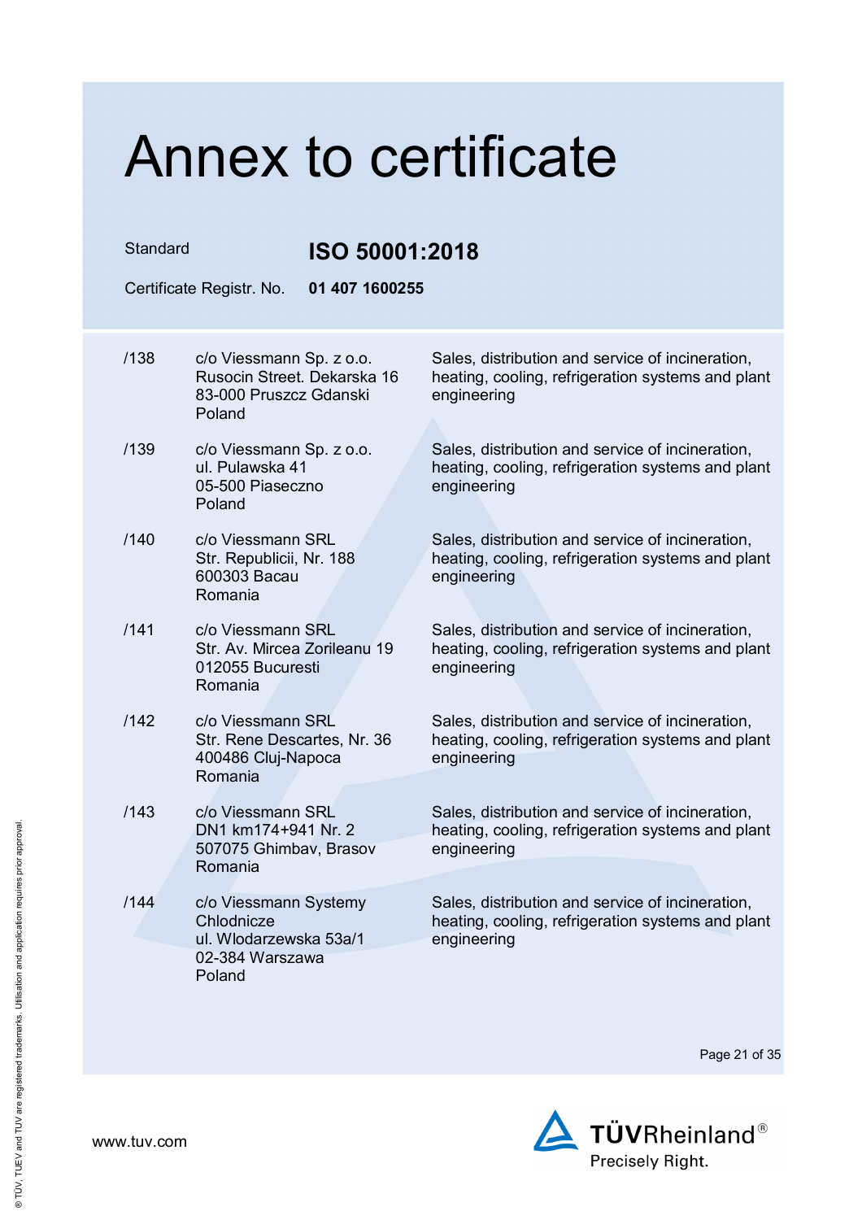# Annex to certificate

Standard **ISO 50001:2018**

Certificate Registr. No. **01 407 1600255**

| | | |
|---|---|---|
| /138 | c/o Viessmann Sp. z o.o.<br>Rusocin Street. Dekarska 16<br>83-000 Pruszcz Gdanski<br>Poland | Sales, distribution and service of incineration, heating, cooling, refrigeration systems and plant engineering |
| /139 | c/o Viessmann Sp. z o.o.<br>ul. Pulawska 41<br>05-500 Piaseczno<br>Poland | Sales, distribution and service of incineration, heating, cooling, refrigeration systems and plant engineering |
| /140 | c/o Viessmann SRL<br>Str. Republicii, Nr. 188<br>600303 Bacau<br>Romania | Sales, distribution and service of incineration, heating, cooling, refrigeration systems and plant engineering |
| /141 | c/o Viessmann SRL<br>Str. Av. Mircea Zorileanu 19<br>012055 Bucuresti<br>Romania | Sales, distribution and service of incineration, heating, cooling, refrigeration systems and plant engineering |
| /142 | c/o Viessmann SRL<br>Str. Rene Descartes, Nr. 36<br>400486 Cluj-Napoca<br>Romania | Sales, distribution and service of incineration, heating, cooling, refrigeration systems and plant engineering |
| /143 | c/o Viessmann SRL<br>DN1 km174+941 Nr. 2<br>507075 Ghimbav, Brasov<br>Romania | Sales, distribution and service of incineration, heating, cooling, refrigeration systems and plant engineering |
| /144 | c/o Viessmann Systemy Chlodnicze<br>ul. Wlodarzewska 53a/1<br>02-384 Warszawa<br>Poland | Sales, distribution and service of incineration, heating, cooling, refrigeration systems and plant engineering |

www.tuv.com

TÜVRheinland®
Precisely Right.

® TÜV, TUEV and TUV are registered trademarks. Utilisation and application requires prior approval.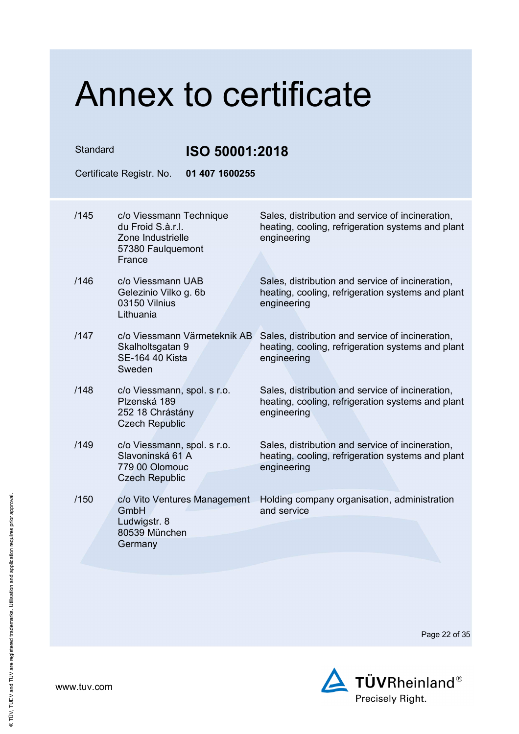# Annex to certificate

Standard **ISO 50001:2018**

Certificate Registr. No. **01 407 1600255**

| | | |
|---|---|---|
| /145 | c/o Viessmann Technique du Froid S.à.r.l.<br>Zone Industrielle<br>57380 Faulquemont<br>France | Sales, distribution and service of incineration, heating, cooling, refrigeration systems and plant engineering |
| /146 | c/o Viessmann UAB<br>Gelezinio Vilko g. 6b<br>03150 Vilnius<br>Lithuania | Sales, distribution and service of incineration, heating, cooling, refrigeration systems and plant engineering |
| /147 | c/o Viessmann Värmeteknik AB<br>Skalholtsgatan 9<br>SE-164 40 Kista<br>Sweden | Sales, distribution and service of incineration, heating, cooling, refrigeration systems and plant engineering |
| /148 | c/o Viessmann, spol. s r.o.<br>Plzenská 189<br>252 18 Chrástány<br>Czech Republic | Sales, distribution and service of incineration, heating, cooling, refrigeration systems and plant engineering |
| /149 | c/o Viessmann, spol. s r.o.<br>Slavoninská 61 A<br>779 00 Olomouc<br>Czech Republic | Sales, distribution and service of incineration, heating, cooling, refrigeration systems and plant engineering |
| /150 | c/o Vito Ventures Management GmbH<br>Ludwigstr. 8<br>80539 München<br>Germany | Holding company organisation, administration and service |

www.tuv.com

TÜVRheinland®
Precisely Right.

® TÜV, TUEV and TUV are registered trademarks. Utilisation and application requires prior approval.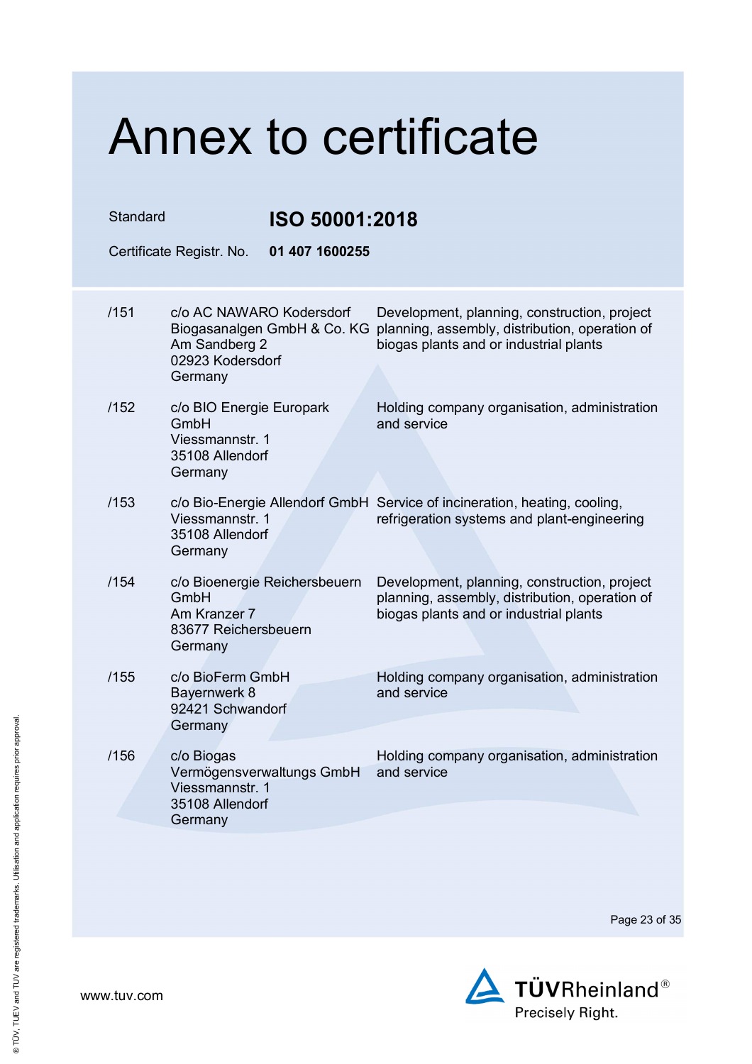# Annex to certificate

Standard **ISO 50001:2018**

Certificate Registr. No. **01 407 1600255**

| | | |
|---|---|---|
| /151 | c/o AC NAWARO Kodersdorf Biogasanalgen GmbH & Co. KG<br>Am Sandberg 2<br>02923 Kodersdorf<br>Germany | Development, planning, construction, project planning, assembly, distribution, operation of biogas plants and or industrial plants |
| /152 | c/o BIO Energie Europark GmbH<br>Viessmannstr. 1<br>35108 Allendorf<br>Germany | Holding company organisation, administration and service |
| /153 | c/o Bio-Energie Allendorf GmbH<br>Viessmannstr. 1<br>35108 Allendorf<br>Germany | Service of incineration, heating, cooling, refrigeration systems and plant-engineering |
| /154 | c/o Bioenergie Reichersbeuern GmbH<br>Am Kranzer 7<br>83677 Reichersbeuern<br>Germany | Development, planning, construction, project planning, assembly, distribution, operation of biogas plants and or industrial plants |
| /155 | c/o BioFerm GmbH<br>Bayernwerk 8<br>92421 Schwandorf<br>Germany | Holding company organisation, administration and service |
| /156 | c/o Biogas Vermögensverwaltungs GmbH<br>Viessmannstr. 1<br>35108 Allendorf<br>Germany | Holding company organisation, administration and service |

www.tuv.com

TÜVRheinland®
Precisely Right.

® TÜV, TUEV and TUV are registered trademarks. Utilisation and application requires prior approval.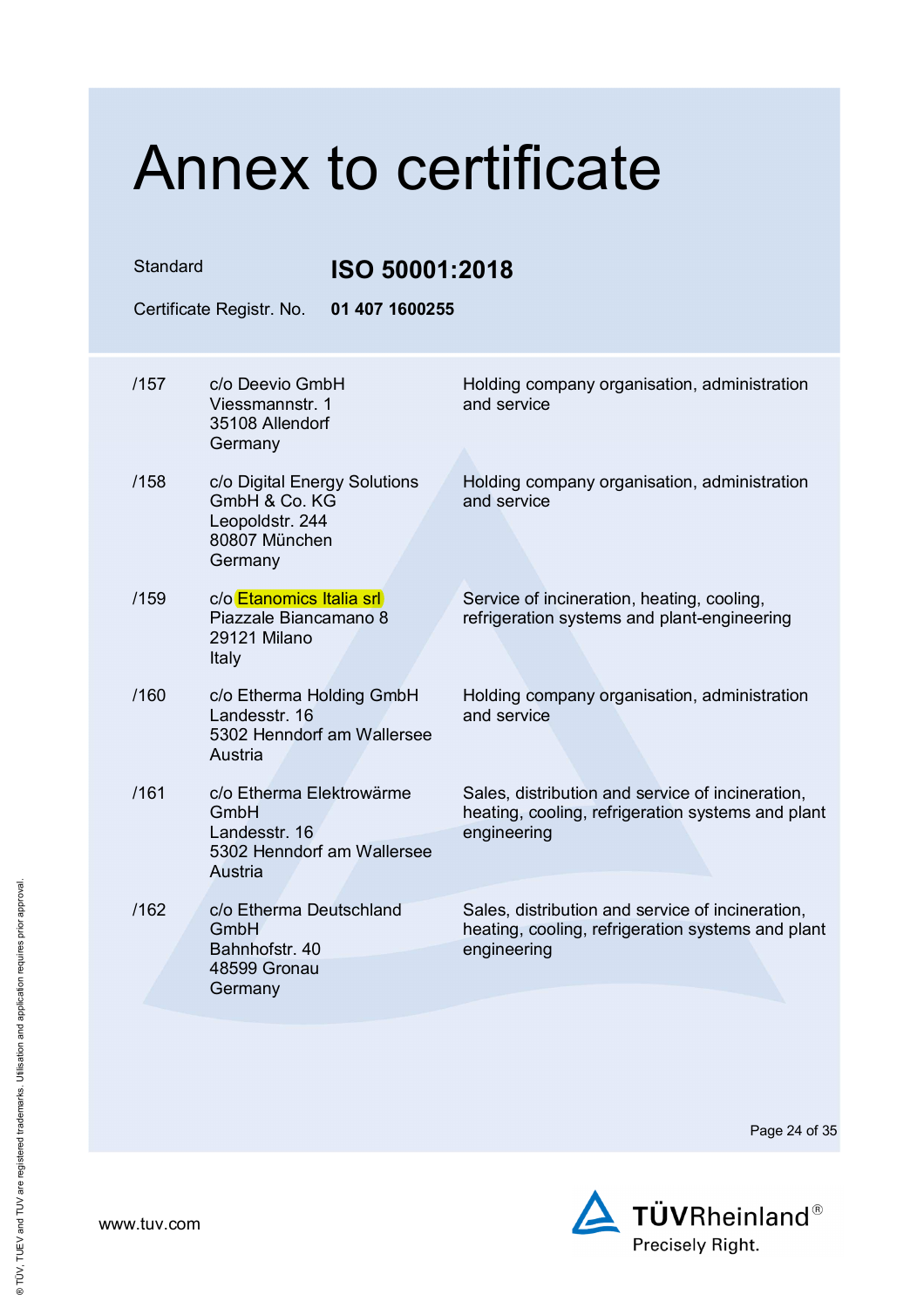# Annex to certificate

Standard **ISO 50001:2018**

Certificate Registr. No. **01 407 1600255**

| | | |
|---|---|---|
| /157 | c/o Deevio GmbH<br>Viessmannstr. 1<br>35108 Allendorf<br>Germany | Holding company organisation, administration and service |
| /158 | c/o Digital Energy Solutions GmbH & Co. KG<br>Leopoldstr. 244<br>80807 München<br>Germany | Holding company organisation, administration and service |
| /159 | c/o Etanomics Italia srl<br>Piazzale Biancamano 8<br>29121 Milano<br>Italy | Service of incineration, heating, cooling, refrigeration systems and plant-engineering |
| /160 | c/o Etherma Holding GmbH<br>Landesstr. 16<br>5302 Henndorf am Wallersee<br>Austria | Holding company organisation, administration and service |
| /161 | c/o Etherma Elektrowärme GmbH<br>Landesstr. 16<br>5302 Henndorf am Wallersee<br>Austria | Sales, distribution and service of incineration, heating, cooling, refrigeration systems and plant engineering |
| /162 | c/o Etherma Deutschland GmbH<br>Bahnhofstr. 40<br>48599 Gronau<br>Germany | Sales, distribution and service of incineration, heating, cooling, refrigeration systems and plant engineering |

www.tuv.com

TÜVRheinland®
Precisely Right.

® TÜV, TUEV and TUV are registered trademarks. Utilisation and application requires prior approval.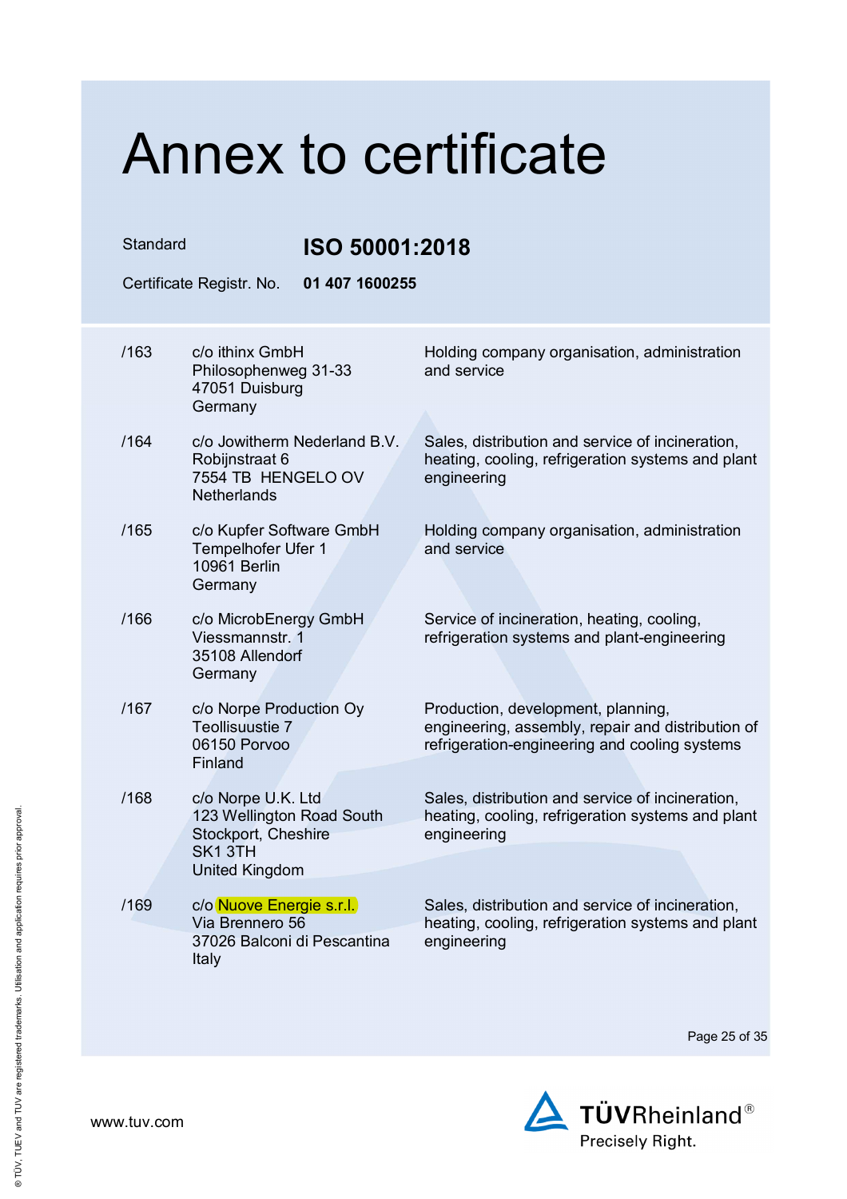# Annex to certificate

Standard **ISO 50001:2018**

Certificate Registr. No. **01 407 1600255**

| | | |
|---|---|---|
| /163 | c/o ithinx GmbH<br>Philosophenweg 31-33<br>47051 Duisburg<br>Germany | Holding company organisation, administration and service |
| /164 | c/o Jowitherm Nederland B.V.<br>Robijnstraat 6<br>7554 TB HENGELO OV<br>Netherlands | Sales, distribution and service of incineration, heating, cooling, refrigeration systems and plant engineering |
| /165 | c/o Kupfer Software GmbH<br>Tempelhofer Ufer 1<br>10961 Berlin<br>Germany | Holding company organisation, administration and service |
| /166 | c/o MicrobEnergy GmbH<br>Viessmannstr. 1<br>35108 Allendorf<br>Germany | Service of incineration, heating, cooling, refrigeration systems and plant-engineering |
| /167 | c/o Norpe Production Oy<br>Teollisuustie 7<br>06150 Porvoo<br>Finland | Production, development, planning, engineering, assembly, repair and distribution of refrigeration-engineering and cooling systems |
| /168 | c/o Norpe U.K. Ltd<br>123 Wellington Road South<br>Stockport, Cheshire<br>SK1 3TH<br>United Kingdom | Sales, distribution and service of incineration, heating, cooling, refrigeration systems and plant engineering |
| /169 | c/o Nuove Energie s.r.l.<br>Via Brennero 56<br>37026 Balconi di Pescantina<br>Italy | Sales, distribution and service of incineration, heating, cooling, refrigeration systems and plant engineering |

www.tuv.com

TÜVRheinland®
Precisely Right.

® TÜV, TUEV and TUV are registered trademarks. Utilisation and application requires prior approval.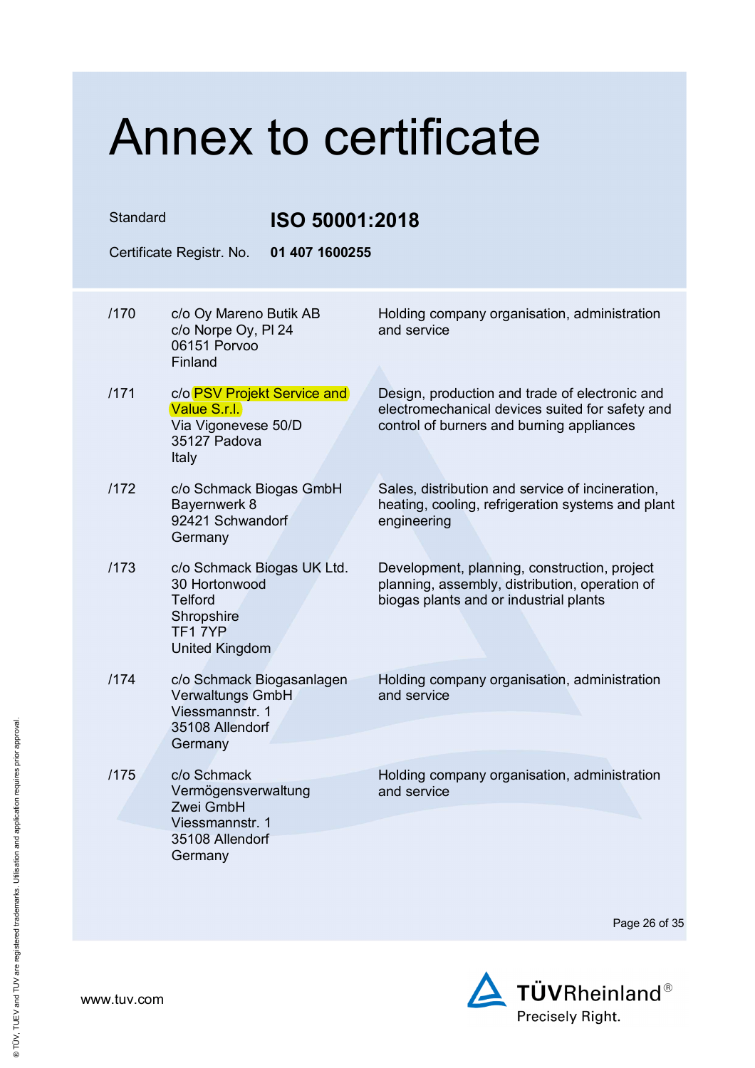# Annex to certificate

Standard **ISO 50001:2018**

Certificate Registr. No. **01 407 1600255**

| | | |
|---|---|---|
| /170 | c/o Oy Mareno Butik AB<br>c/o Norpe Oy, Pl 24<br>06151 Porvoo<br>Finland | Holding company organisation, administration and service |
| /171 | c/o PSV Projekt Service and Value S.r.l.<br>Via Vigonevese 50/D<br>35127 Padova<br>Italy | Design, production and trade of electronic and electromechanical devices suited for safety and control of burners and burning appliances |
| /172 | c/o Schmack Biogas GmbH<br>Bayernwerk 8<br>92421 Schwandorf<br>Germany | Sales, distribution and service of incineration, heating, cooling, refrigeration systems and plant engineering |
| /173 | c/o Schmack Biogas UK Ltd.<br>30 Hortonwood<br>Telford<br>Shropshire<br>TF1 7YP<br>United Kingdom | Development, planning, construction, project planning, assembly, distribution, operation of biogas plants and or industrial plants |
| /174 | c/o Schmack Biogasanlagen Verwaltungs GmbH<br>Viessmannstr. 1<br>35108 Allendorf<br>Germany | Holding company organisation, administration and service |
| /175 | c/o Schmack Vermögensverwaltung Zwei GmbH<br>Viessmannstr. 1<br>35108 Allendorf<br>Germany | Holding company organisation, administration and service |

www.tuv.com

TÜVRheinland®
Precisely Right.

® TÜV, TUEV and TUV are registered trademarks. Utilisation and application requires prior approval.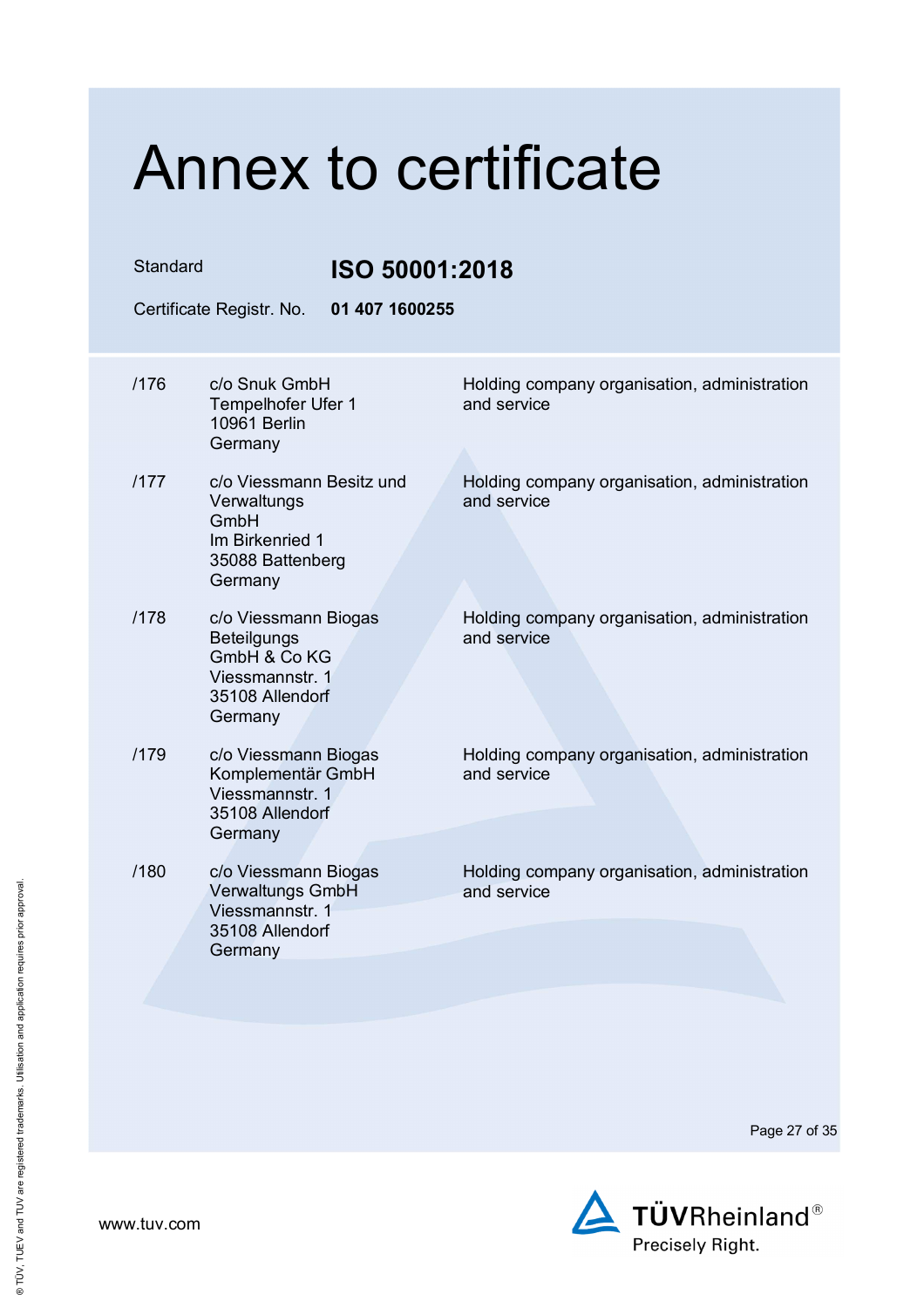# Annex to certificate

Standard **ISO 50001:2018**

Certificate Registr. No. **01 407 1600255**

| | | |
|---|---|---|
| /176 | c/o Snuk GmbH<br>Tempelhofer Ufer 1<br>10961 Berlin<br>Germany | Holding company organisation, administration and service |
| /177 | c/o Viessmann Besitz und Verwaltungs GmbH<br>Im Birkenried 1<br>35088 Battenberg<br>Germany | Holding company organisation, administration and service |
| /178 | c/o Viessmann Biogas Beteilgungs GmbH & Co KG<br>Viessmannstr. 1<br>35108 Allendorf<br>Germany | Holding company organisation, administration and service |
| /179 | c/o Viessmann Biogas Komplementär GmbH<br>Viessmannstr. 1<br>35108 Allendorf<br>Germany | Holding company organisation, administration and service |
| /180 | c/o Viessmann Biogas Verwaltungs GmbH<br>Viessmannstr. 1<br>35108 Allendorf<br>Germany | Holding company organisation, administration and service |

www.tuv.com

TÜVRheinland®
Precisely Right.

® TÜV, TUEV and TUV are registered trademarks. Utilisation and application requires prior approval.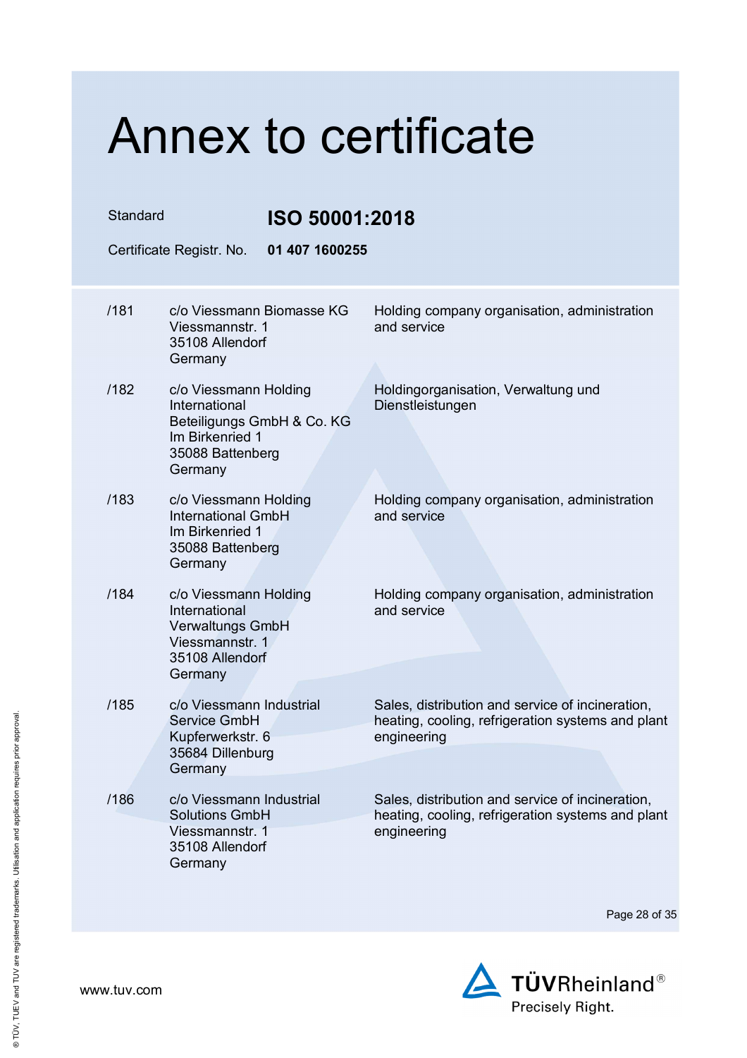# Annex to certificate

Standard **ISO 50001:2018**

Certificate Registr. No. **01 407 1600255**

| | | |
|---|---|---|
| /181 | c/o Viessmann Biomasse KG<br>Viessmannstr. 1<br>35108 Allendorf<br>Germany | Holding company organisation, administration and service |
| /182 | c/o Viessmann Holding International Beteiligungs GmbH & Co. KG<br>Im Birkenried 1<br>35088 Battenberg<br>Germany | Holdingorganisation, Verwaltung und Dienstleistungen |
| /183 | c/o Viessmann Holding International GmbH<br>Im Birkenried 1<br>35088 Battenberg<br>Germany | Holding company organisation, administration and service |
| /184 | c/o Viessmann Holding International Verwaltungs GmbH<br>Viessmannstr. 1<br>35108 Allendorf<br>Germany | Holding company organisation, administration and service |
| /185 | c/o Viessmann Industrial Service GmbH<br>Kupferwerkstr. 6<br>35684 Dillenburg<br>Germany | Sales, distribution and service of incineration, heating, cooling, refrigeration systems and plant engineering |
| /186 | c/o Viessmann Industrial Solutions GmbH<br>Viessmannstr. 1<br>35108 Allendorf<br>Germany | Sales, distribution and service of incineration, heating, cooling, refrigeration systems and plant engineering |

www.tuv.com

TÜVRheinland®
Precisely Right.

® TÜV, TUEV and TUV are registered trademarks. Utilisation and application requires prior approval.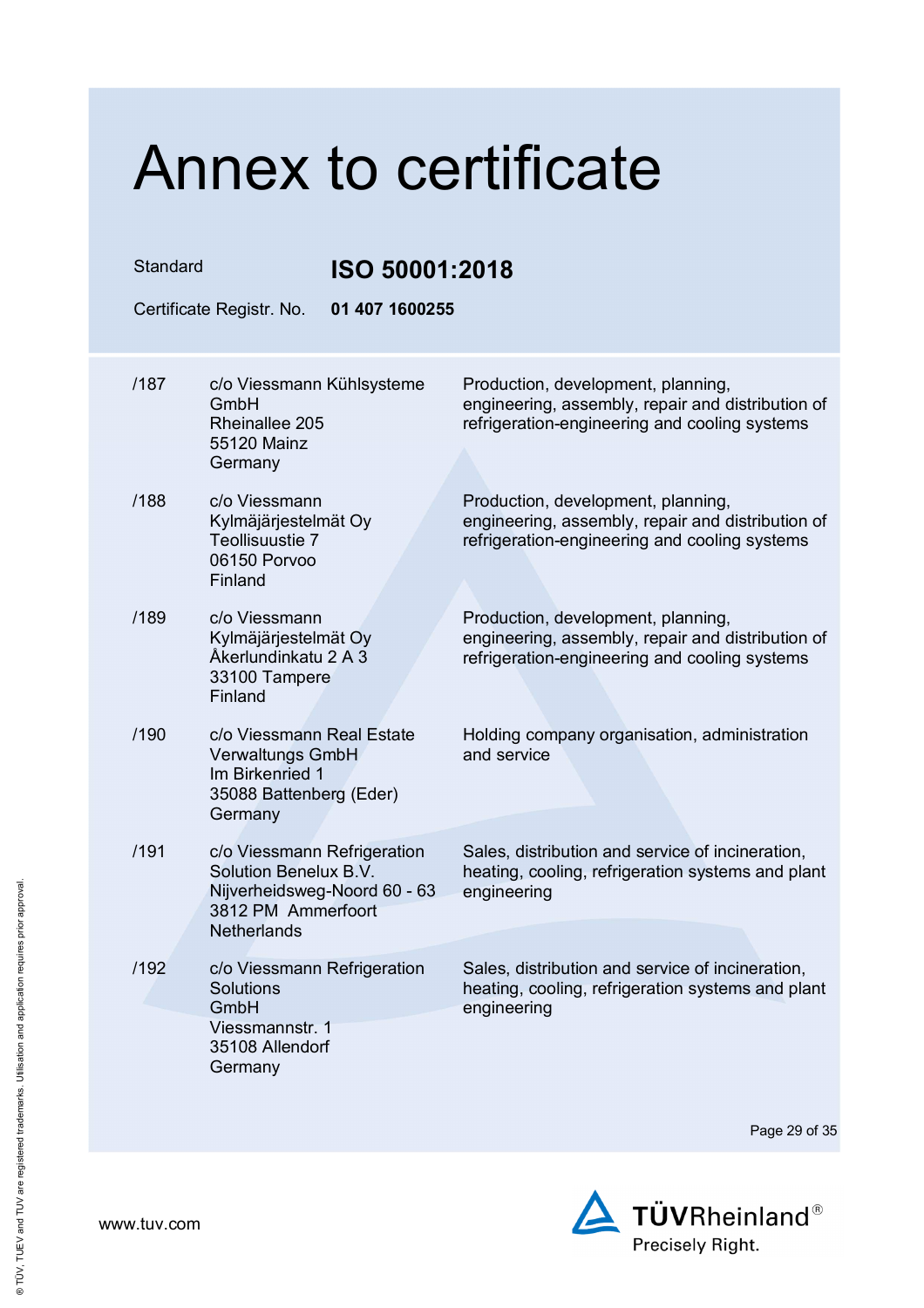# Annex to certificate

Standard **ISO 50001:2018**

Certificate Registr. No. **01 407 1600255**

| | | |
|---|---|---|
| /187 | c/o Viessmann Kühlsysteme GmbH<br>Rheinallee 205<br>55120 Mainz<br>Germany | Production, development, planning, engineering, assembly, repair and distribution of refrigeration-engineering and cooling systems |
| /188 | c/o Viessmann Kylmäjärjestelmät Oy<br>Teollisuustie 7<br>06150 Porvoo<br>Finland | Production, development, planning, engineering, assembly, repair and distribution of refrigeration-engineering and cooling systems |
| /189 | c/o Viessmann Kylmäjärjestelmät Oy<br>Åkerlundinkatu 2 A 3<br>33100 Tampere<br>Finland | Production, development, planning, engineering, assembly, repair and distribution of refrigeration-engineering and cooling systems |
| /190 | c/o Viessmann Real Estate Verwaltungs GmbH<br>Im Birkenried 1<br>35088 Battenberg (Eder)<br>Germany | Holding company organisation, administration and service |
| /191 | c/o Viessmann Refrigeration Solution Benelux B.V.<br>Nijverheidsweg-Noord 60 - 63<br>3812 PM Ammerfoort<br>Netherlands | Sales, distribution and service of incineration, heating, cooling, refrigeration systems and plant engineering |
| /192 | c/o Viessmann Refrigeration Solutions GmbH<br>Viessmannstr. 1<br>35108 Allendorf<br>Germany | Sales, distribution and service of incineration, heating, cooling, refrigeration systems and plant engineering |

www.tuv.com

TÜVRheinland® Precisely Right.

® TÜV, TUEV and TUV are registered trademarks. Utilisation and application requires prior approval.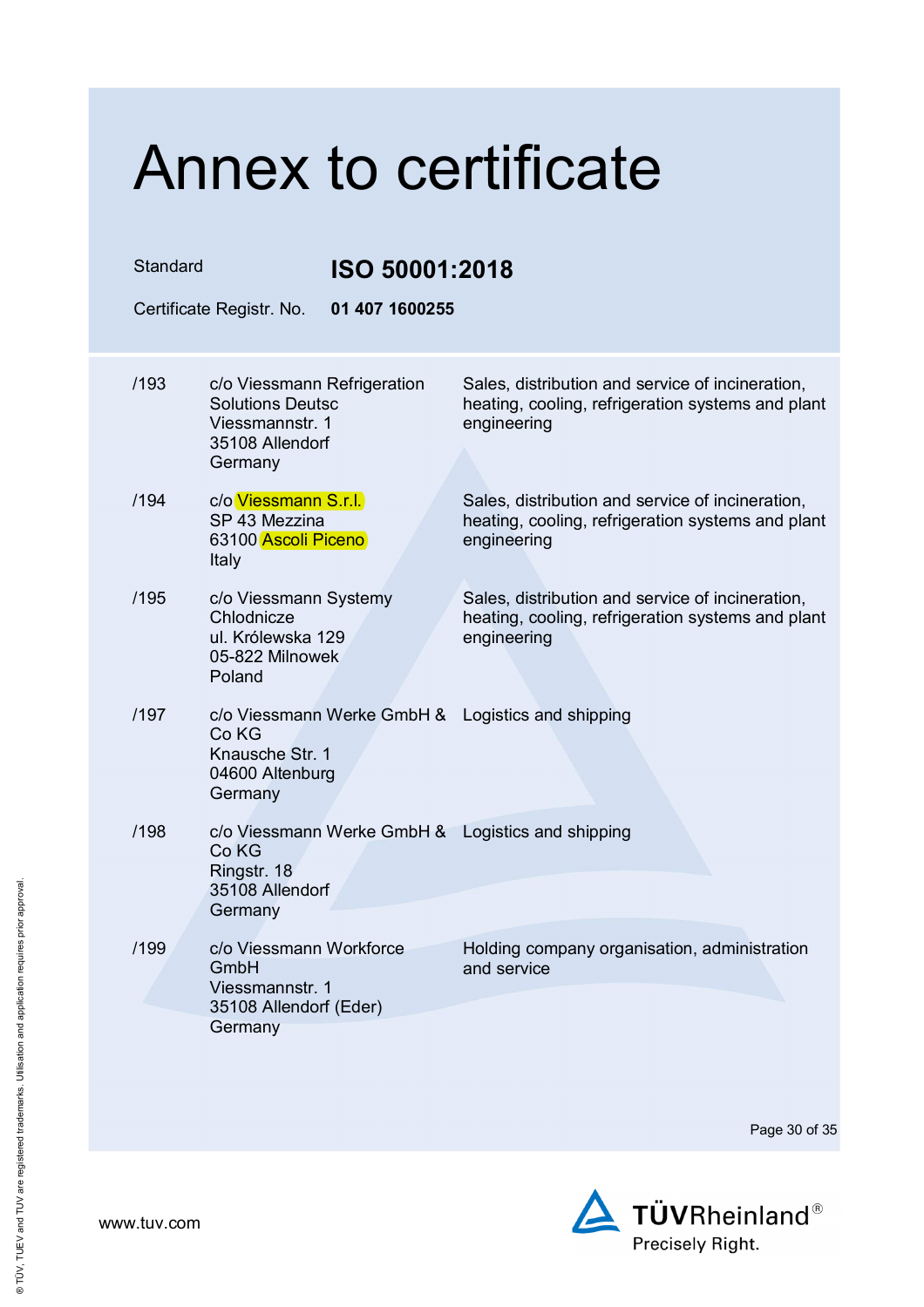# Annex to certificate

Standard **ISO 50001:2018**

Certificate Registr. No. **01 407 1600255**

| | | |
|---|---|---|
| /193 | c/o Viessmann Refrigeration Solutions Deutsc<br>Viessmannstr. 1<br>35108 Allendorf<br>Germany | Sales, distribution and service of incineration, heating, cooling, refrigeration systems and plant engineering |
| /194 | c/o Viessmann S.r.l.<br>SP 43 Mezzina<br>63100 Ascoli Piceno<br>Italy | Sales, distribution and service of incineration, heating, cooling, refrigeration systems and plant engineering |
| /195 | c/o Viessmann Systemy Chlodnicze<br>ul. Królewska 129<br>05-822 Milnowek<br>Poland | Sales, distribution and service of incineration, heating, cooling, refrigeration systems and plant engineering |
| /197 | c/o Viessmann Werke GmbH & Co KG<br>Knausche Str. 1<br>04600 Altenburg<br>Germany | Logistics and shipping |
| /198 | c/o Viessmann Werke GmbH & Co KG<br>Ringstr. 18<br>35108 Allendorf<br>Germany | Logistics and shipping |
| /199 | c/o Viessmann Workforce GmbH<br>Viessmannstr. 1<br>35108 Allendorf (Eder)<br>Germany | Holding company organisation, administration and service |

www.tuv.com

TÜVRheinland®
Precisely Right.

® TÜV, TUEV and TUV are registered trademarks. Utilisation and application requires prior approval.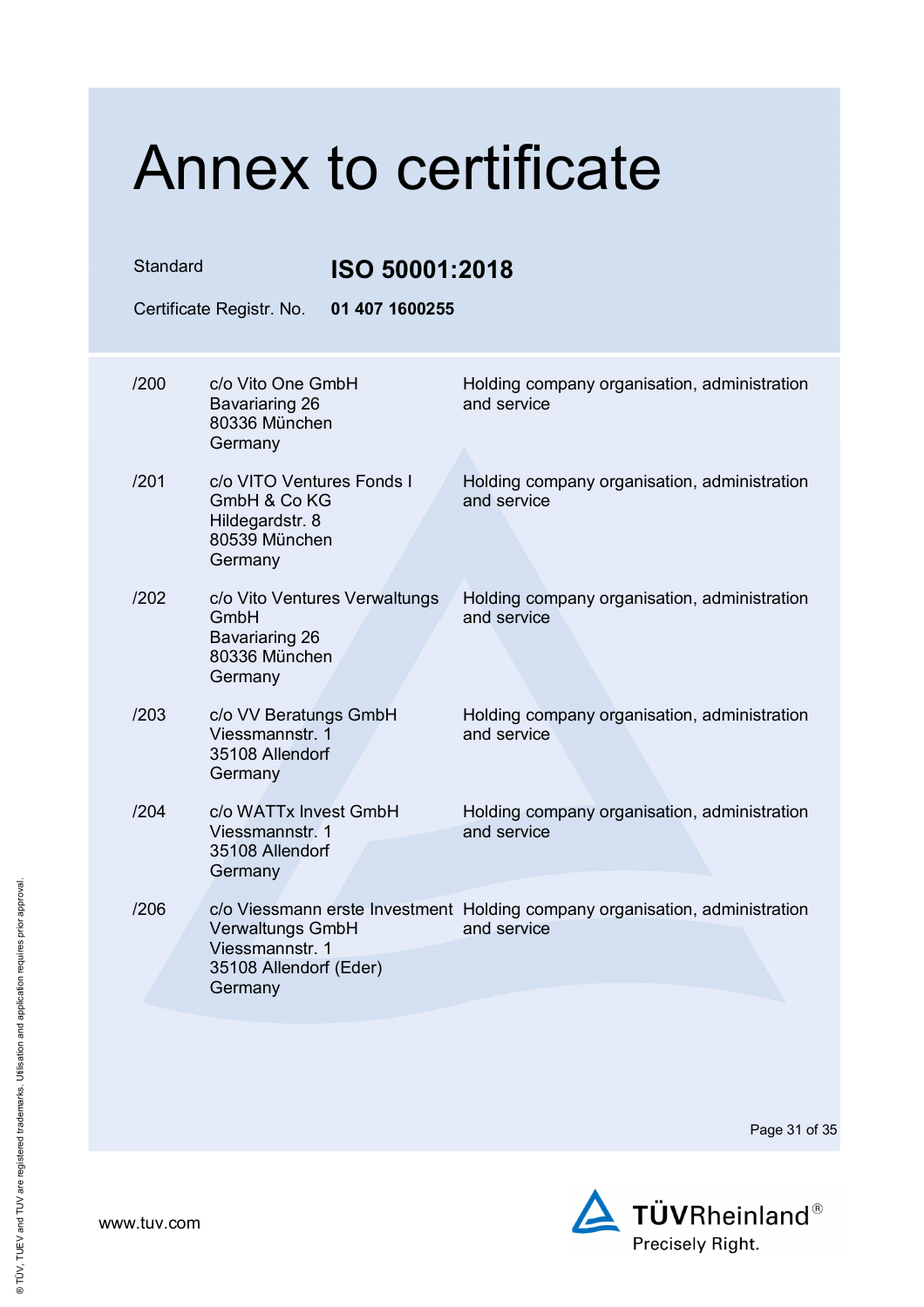# Annex to certificate

| | |
|---|---|
| Standard | **ISO 50001:2018** |
| Certificate Registr. No. | **01 407 1600255** |

| | | |
|---|---|---|
| /200 | c/o Vito One GmbH<br>Bavariaring 26<br>80336 München<br>Germany | Holding company organisation, administration and service |
| /201 | c/o VITO Ventures Fonds I GmbH & Co KG<br>Hildegardstr. 8<br>80539 München<br>Germany | Holding company organisation, administration and service |
| /202 | c/o Vito Ventures Verwaltungs GmbH<br>Bavariaring 26<br>80336 München<br>Germany | Holding company organisation, administration and service |
| /203 | c/o VV Beratungs GmbH<br>Viessmannstr. 1<br>35108 Allendorf<br>Germany | Holding company organisation, administration and service |
| /204 | c/o WATTx Invest GmbH<br>Viessmannstr. 1<br>35108 Allendorf<br>Germany | Holding company organisation, administration and service |
| /206 | c/o Viessmann erste Investment Verwaltungs GmbH<br>Viessmannstr. 1<br>35108 Allendorf (Eder)<br>Germany | Holding company organisation, administration and service |

www.tuv.com

TÜVRheinland®
Precisely Right.

® TÜV, TUEV and TUV are registered trademarks. Utilisation and application requires prior approval.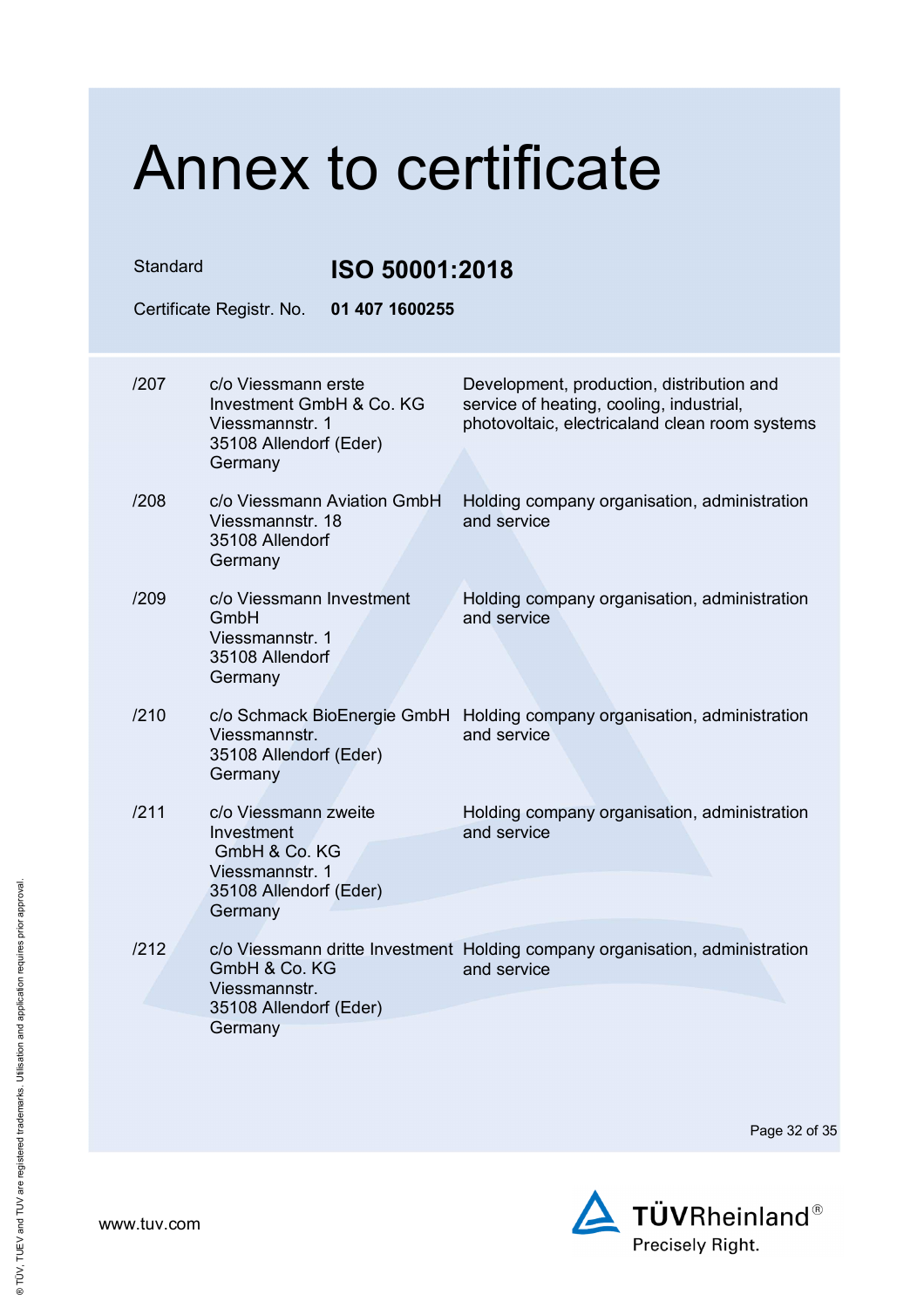# Annex to certificate

Standard **ISO 50001:2018**

Certificate Registr. No. **01 407 1600255**

| | | |
|---|---|---|
| /207 | c/o Viessmann erste Investment GmbH & Co. KG<br>Viessmannstr. 1<br>35108 Allendorf (Eder)<br>Germany | Development, production, distribution and service of heating, cooling, industrial, photovoltaic, electricaland clean room systems |
| /208 | c/o Viessmann Aviation GmbH<br>Viessmannstr. 18<br>35108 Allendorf<br>Germany | Holding company organisation, administration and service |
| /209 | c/o Viessmann Investment GmbH<br>Viessmannstr. 1<br>35108 Allendorf<br>Germany | Holding company organisation, administration and service |
| /210 | c/o Schmack BioEnergie GmbH<br>Viessmannstr.<br>35108 Allendorf (Eder)<br>Germany | Holding company organisation, administration and service |
| /211 | c/o Viessmann zweite Investment GmbH & Co. KG<br>Viessmannstr. 1<br>35108 Allendorf (Eder)<br>Germany | Holding company organisation, administration and service |
| /212 | c/o Viessmann dritte Investment GmbH & Co. KG<br>Viessmannstr.<br>35108 Allendorf (Eder)<br>Germany | Holding company organisation, administration and service |

www.tuv.com

TÜVRheinland®
Precisely Right.

® TÜV, TUEV and TUV are registered trademarks. Utilisation and application requires prior approval.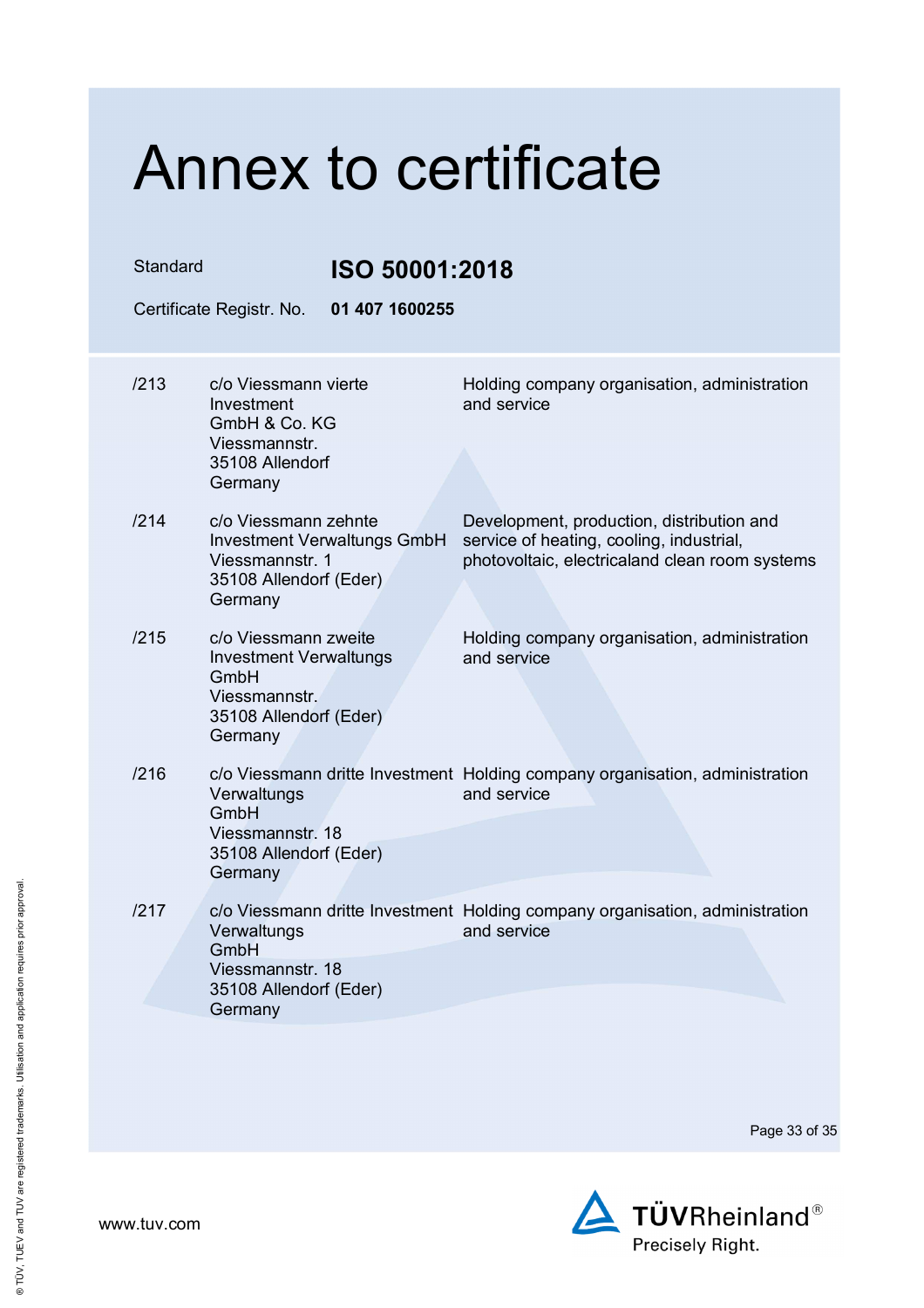# Annex to certificate

Standard **ISO 50001:2018**

Certificate Registr. No. **01 407 1600255**

| | | |
|---|---|---|
| /213 | c/o Viessmann vierte Investment GmbH & Co. KG<br>Viessmannstr.<br>35108 Allendorf<br>Germany | Holding company organisation, administration and service |
| /214 | c/o Viessmann zehnte Investment Verwaltungs GmbH<br>Viessmannstr. 1<br>35108 Allendorf (Eder)<br>Germany | Development, production, distribution and service of heating, cooling, industrial, photovoltaic, electricaland clean room systems |
| /215 | c/o Viessmann zweite Investment Verwaltungs GmbH<br>Viessmannstr.<br>35108 Allendorf (Eder)<br>Germany | Holding company organisation, administration and service |
| /216 | c/o Viessmann dritte Investment Verwaltungs GmbH<br>Viessmannstr. 18<br>35108 Allendorf (Eder)<br>Germany | Holding company organisation, administration and service |
| /217 | c/o Viessmann dritte Investment Verwaltungs GmbH<br>Viessmannstr. 18<br>35108 Allendorf (Eder)<br>Germany | Holding company organisation, administration and service |

www.tuv.com

TÜVRheinland®
Precisely Right.

® TÜV, TUEV and TUV are registered trademarks. Utilisation and application requires prior approval.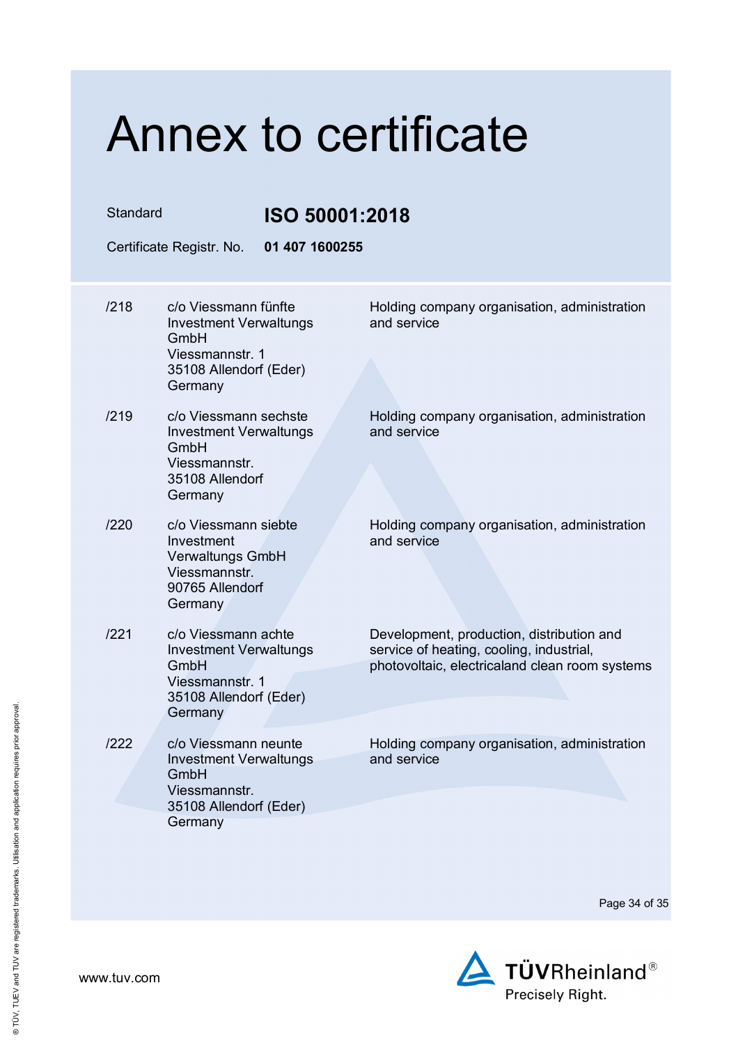# Annex to certificate

Standard **ISO 50001:2018**

Certificate Registr. No. **01 407 1600255**

| | | |
|---|---|---|
| /218 | c/o Viessmann fünfte Investment Verwaltungs GmbH<br>Viessmannstr. 1<br>35108 Allendorf (Eder)<br>Germany | Holding company organisation, administration and service |
| /219 | c/o Viessmann sechste Investment Verwaltungs GmbH<br>Viessmannstr.<br>35108 Allendorf<br>Germany | Holding company organisation, administration and service |
| /220 | c/o Viessmann siebte Investment Verwaltungs GmbH<br>Viessmannstr.<br>90765 Allendorf<br>Germany | Holding company organisation, administration and service |
| /221 | c/o Viessmann achte Investment Verwaltungs GmbH<br>Viessmannstr. 1<br>35108 Allendorf (Eder)<br>Germany | Development, production, distribution and service of heating, cooling, industrial, photovoltaic, electricaland clean room systems |
| /222 | c/o Viessmann neunte Investment Verwaltungs GmbH<br>Viessmannstr.<br>35108 Allendorf (Eder)<br>Germany | Holding company organisation, administration and service |

www.tuv.com

TÜVRheinland®
Precisely Right.

® TÜV, TUEV and TUV are registered trademarks. Utilisation and application requires prior approval.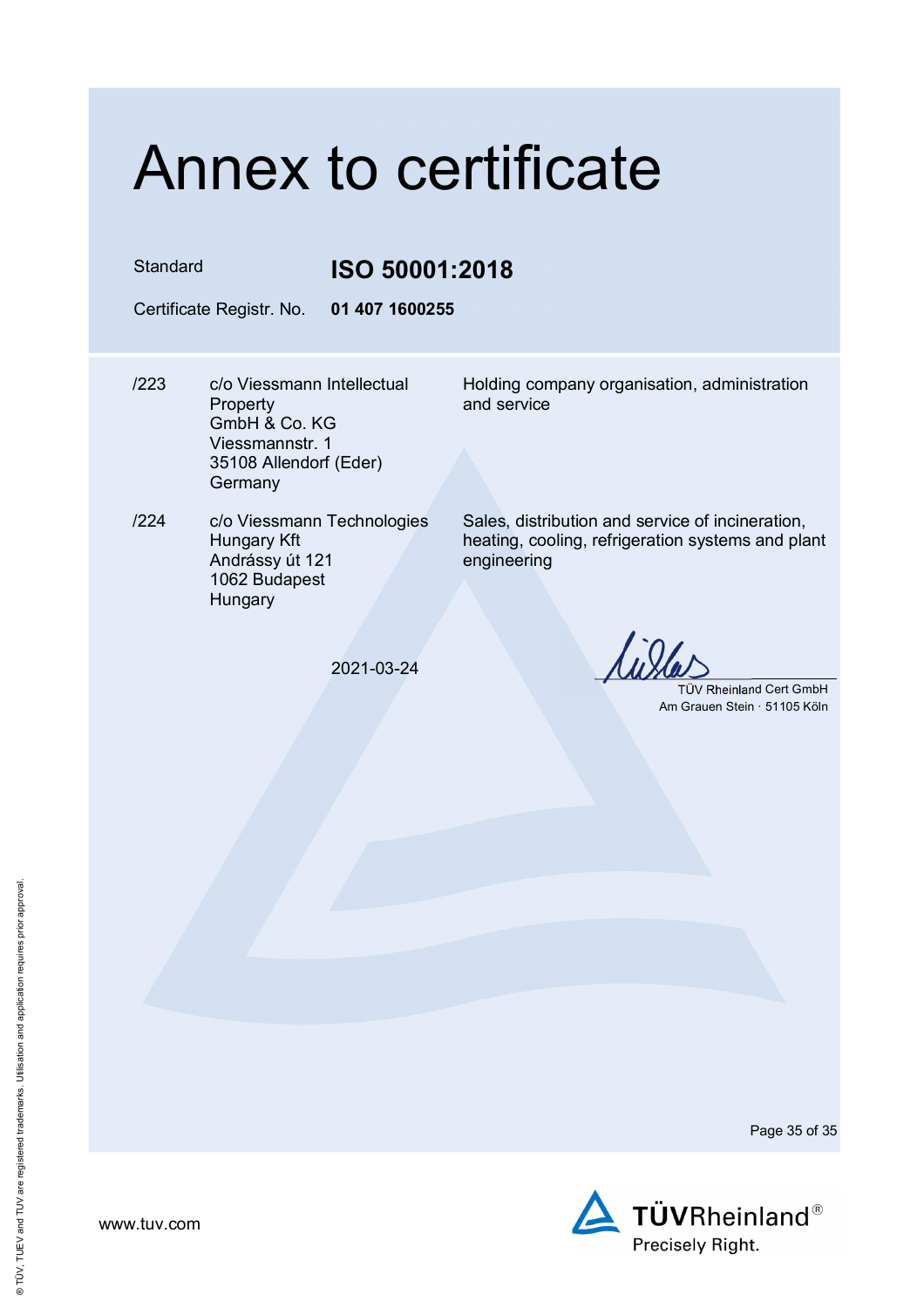# Annex to certificate

Standard **ISO 50001:2018**

Certificate Registr. No. **01 407 1600255**

| | | |
|---|---|---|
| /223 | c/o Viessmann Intellectual Property GmbH & Co. KG Viessmannstr. 1 35108 Allendorf (Eder) Germany | Holding company organisation, administration and service |
| /224 | c/o Viessmann Technologies Hungary Kft Andrássy út 121 1062 Budapest Hungary | Sales, distribution and service of incineration, heating, cooling, refrigeration systems and plant engineering |

2021-03-24

TÜV Rheinland Cert GmbH
Am Grauen Stein · 51105 Köln

www.tuv.com

TÜVRheinland®
Precisely Right.

® TÜV, TUEV and TUV are registered trademarks. Utilisation and application requires prior approval.